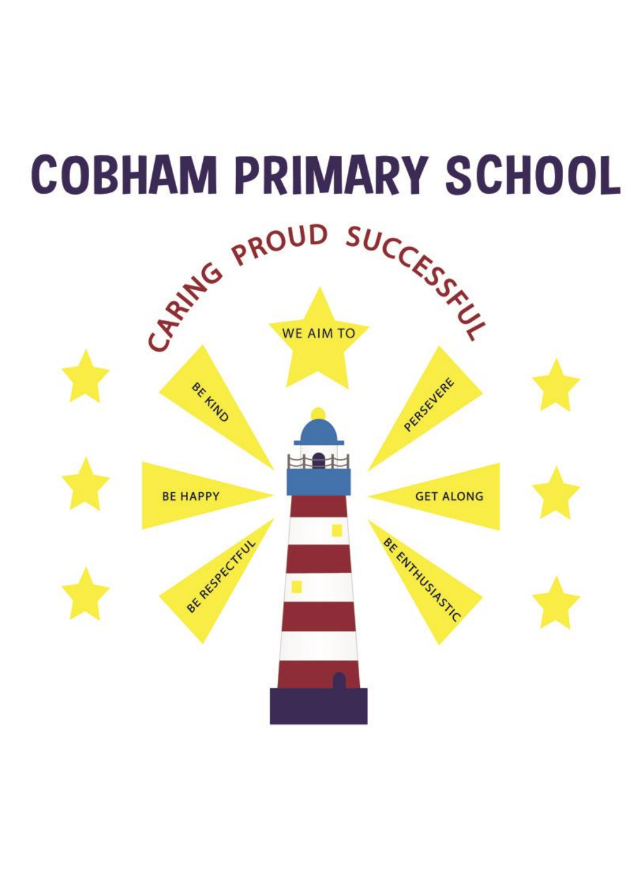# COBHAM PRIMARY SCHOOL

CARING PROUD SUCCESSFUL

WE AIM TO

- BE KIND
- PERSEVERE
- BE HAPPY
- GET ALONG
- BE RESPECTFUL
- BE ENTHUSIASTIC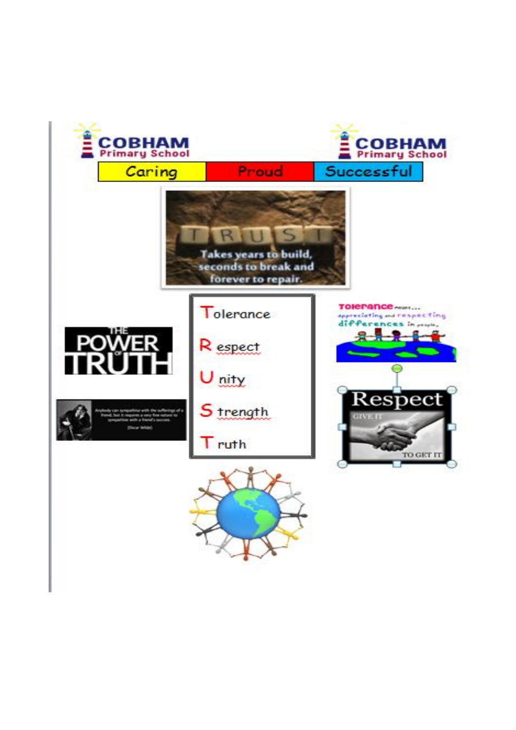COBHAM Primary School

COBHAM Primary School

| Caring | Proud | Successful |
|---|---|---|

TRUST

Takes years to build, seconds to break and forever to repair.

THE POWER OF TRUTH

**T**olerance

**R**espect

**U**nity

**S**trength

**T**ruth

Tolerance means... appreciating and respecting differences in people.

Respect

GIVE IT TO GET IT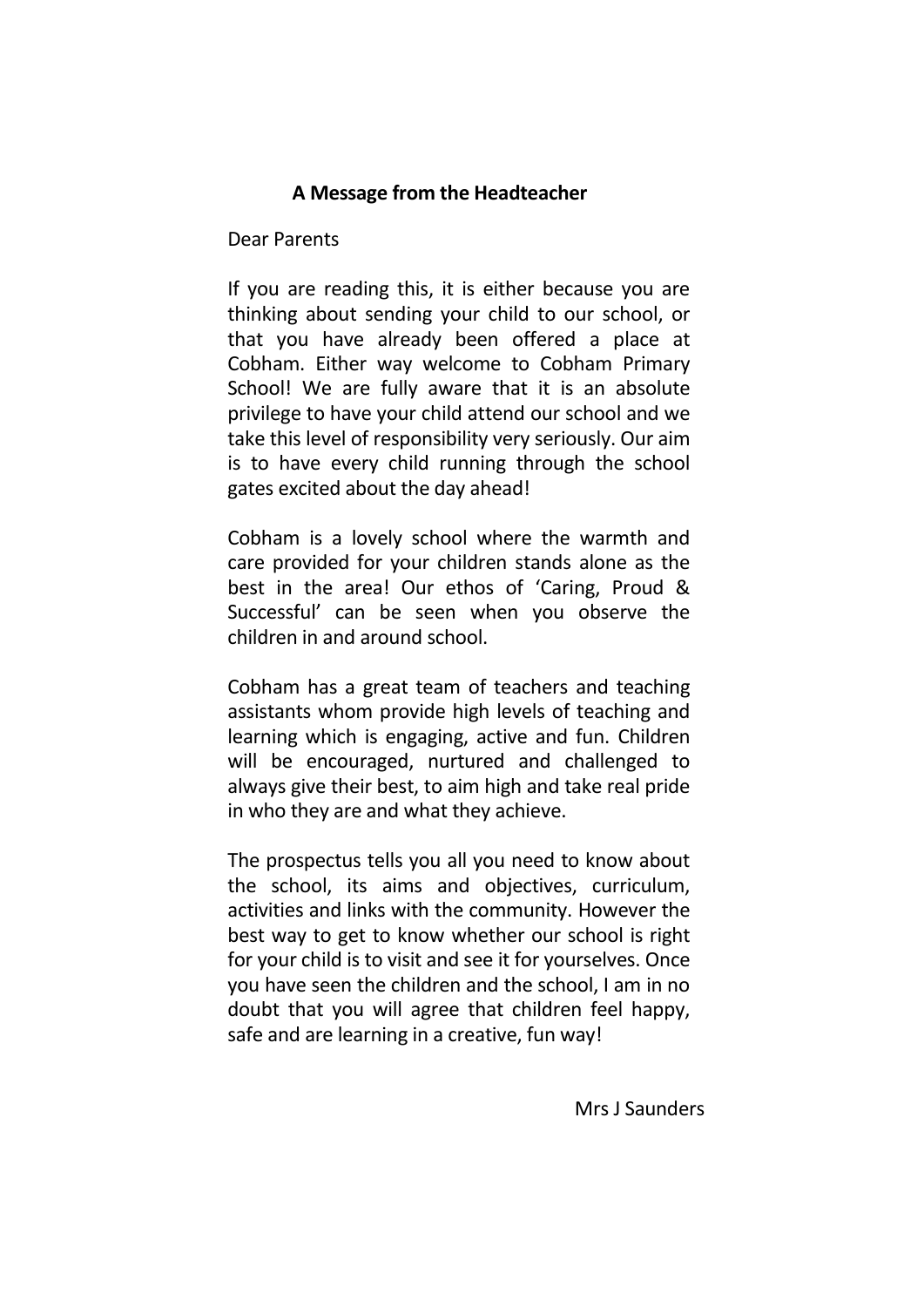## A Message from the Headteacher

Dear Parents

If you are reading this, it is either because you are thinking about sending your child to our school, or that you have already been offered a place at Cobham. Either way welcome to Cobham Primary School! We are fully aware that it is an absolute privilege to have your child attend our school and we take this level of responsibility very seriously. Our aim is to have every child running through the school gates excited about the day ahead!

Cobham is a lovely school where the warmth and care provided for your children stands alone as the best in the area! Our ethos of 'Caring, Proud & Successful' can be seen when you observe the children in and around school.

Cobham has a great team of teachers and teaching assistants whom provide high levels of teaching and learning which is engaging, active and fun. Children will be encouraged, nurtured and challenged to always give their best, to aim high and take real pride in who they are and what they achieve.

The prospectus tells you all you need to know about the school, its aims and objectives, curriculum, activities and links with the community. However the best way to get to know whether our school is right for your child is to visit and see it for yourselves. Once you have seen the children and the school, I am in no doubt that you will agree that children feel happy, safe and are learning in a creative, fun way!

Mrs J Saunders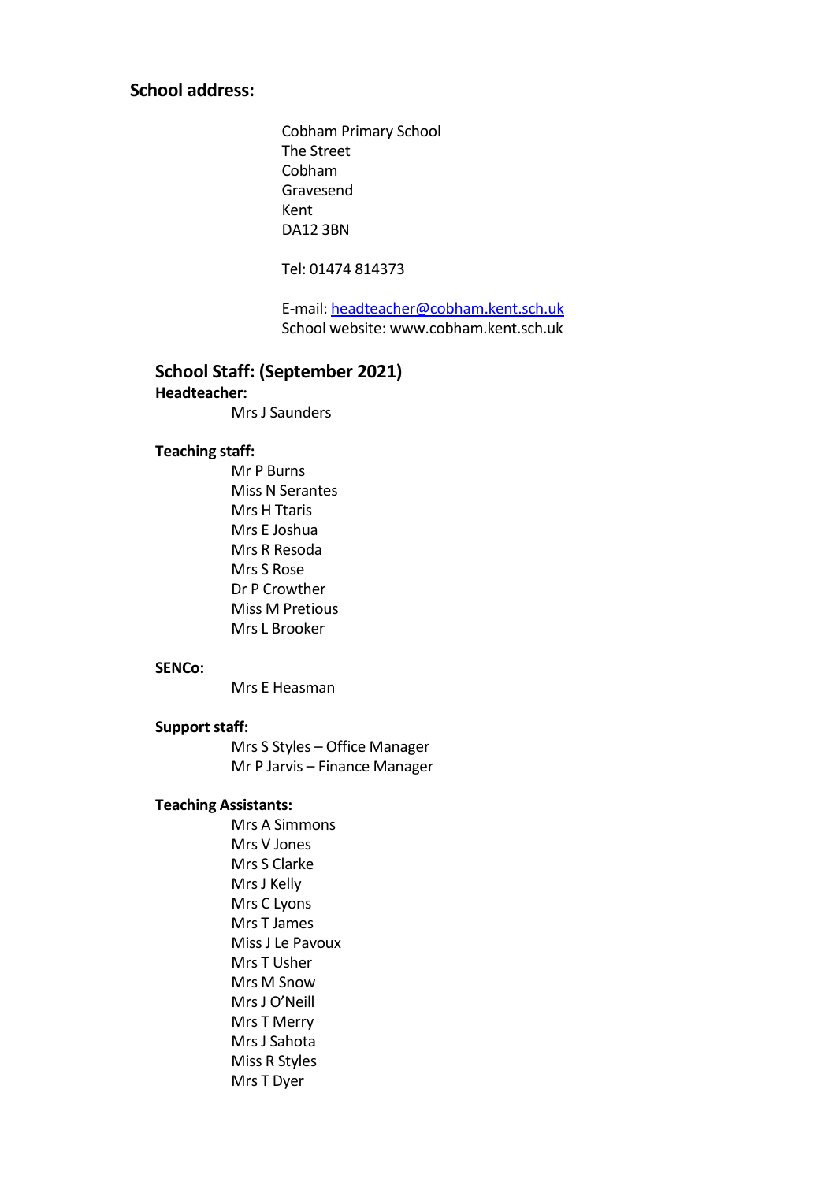## School address:

Cobham Primary School
The Street
Cobham
Gravesend
Kent
DA12 3BN

Tel: 01474 814373

E-mail: headteacher@cobham.kent.sch.uk
School website: www.cobham.kent.sch.uk

## School Staff: (September 2021)

**Headteacher:**

Mrs J Saunders

**Teaching staff:**

Mr P Burns
Miss N Serantes
Mrs H Ttaris
Mrs E Joshua
Mrs R Resoda
Mrs S Rose
Dr P Crowther
Miss M Pretious
Mrs L Brooker

**SENCo:**

Mrs E Heasman

**Support staff:**

Mrs S Styles – Office Manager
Mr P Jarvis – Finance Manager

**Teaching Assistants:**

Mrs A Simmons
Mrs V Jones
Mrs S Clarke
Mrs J Kelly
Mrs C Lyons
Mrs T James
Miss J Le Pavoux
Mrs T Usher
Mrs M Snow
Mrs J O'Neill
Mrs T Merry
Mrs J Sahota
Miss R Styles
Mrs T Dyer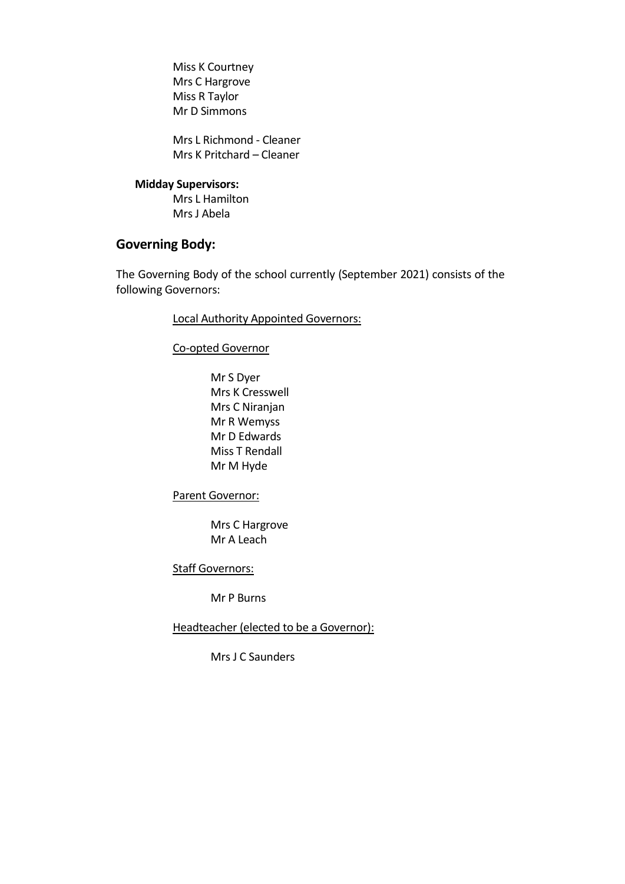Miss K Courtney
Mrs C Hargrove
Miss R Taylor
Mr D Simmons

Mrs L Richmond - Cleaner
Mrs K Pritchard – Cleaner

**Midday Supervisors:**

Mrs L Hamilton
Mrs J Abela

## Governing Body:

The Governing Body of the school currently (September 2021) consists of the following Governors:

<u>Local Authority Appointed Governors:</u>

<u>Co-opted Governor</u>

Mr S Dyer
Mrs K Cresswell
Mrs C Niranjan
Mr R Wemyss
Mr D Edwards
Miss T Rendall
Mr M Hyde

<u>Parent Governor:</u>

Mrs C Hargrove
Mr A Leach

<u>Staff Governors:</u>

Mr P Burns

<u>Headteacher (elected to be a Governor):</u>

Mrs J C Saunders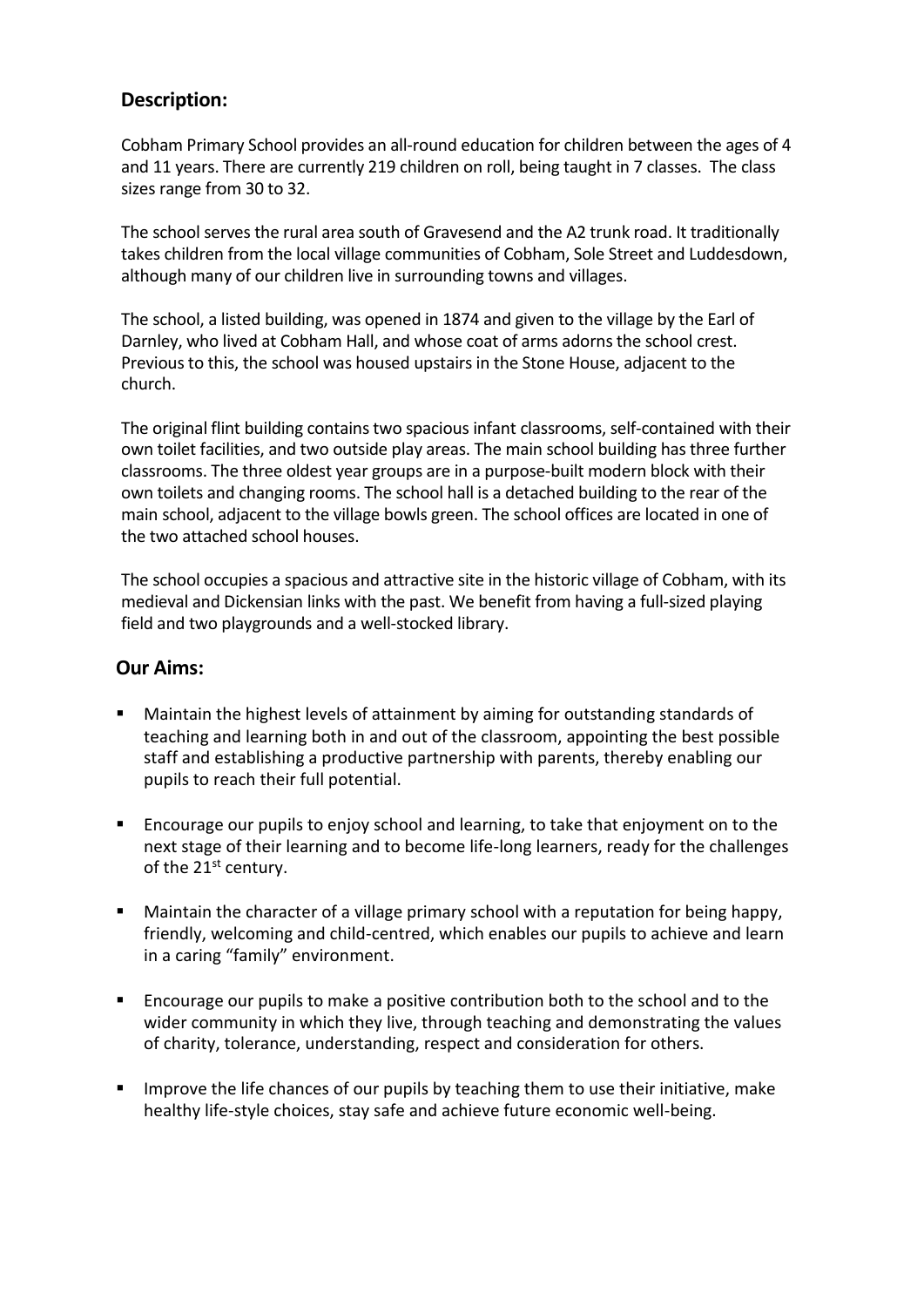## Description:

Cobham Primary School provides an all-round education for children between the ages of 4 and 11 years. There are currently 219 children on roll, being taught in 7 classes. The class sizes range from 30 to 32.

The school serves the rural area south of Gravesend and the A2 trunk road. It traditionally takes children from the local village communities of Cobham, Sole Street and Luddesdown, although many of our children live in surrounding towns and villages.

The school, a listed building, was opened in 1874 and given to the village by the Earl of Darnley, who lived at Cobham Hall, and whose coat of arms adorns the school crest. Previous to this, the school was housed upstairs in the Stone House, adjacent to the church.

The original flint building contains two spacious infant classrooms, self-contained with their own toilet facilities, and two outside play areas. The main school building has three further classrooms. The three oldest year groups are in a purpose-built modern block with their own toilets and changing rooms. The school hall is a detached building to the rear of the main school, adjacent to the village bowls green. The school offices are located in one of the two attached school houses.

The school occupies a spacious and attractive site in the historic village of Cobham, with its medieval and Dickensian links with the past. We benefit from having a full-sized playing field and two playgrounds and a well-stocked library.

## Our Aims:

- Maintain the highest levels of attainment by aiming for outstanding standards of teaching and learning both in and out of the classroom, appointing the best possible staff and establishing a productive partnership with parents, thereby enabling our pupils to reach their full potential.

- Encourage our pupils to enjoy school and learning, to take that enjoyment on to the next stage of their learning and to become life-long learners, ready for the challenges of the 21st century.

- Maintain the character of a village primary school with a reputation for being happy, friendly, welcoming and child-centred, which enables our pupils to achieve and learn in a caring "family" environment.

- Encourage our pupils to make a positive contribution both to the school and to the wider community in which they live, through teaching and demonstrating the values of charity, tolerance, understanding, respect and consideration for others.

- Improve the life chances of our pupils by teaching them to use their initiative, make healthy life-style choices, stay safe and achieve future economic well-being.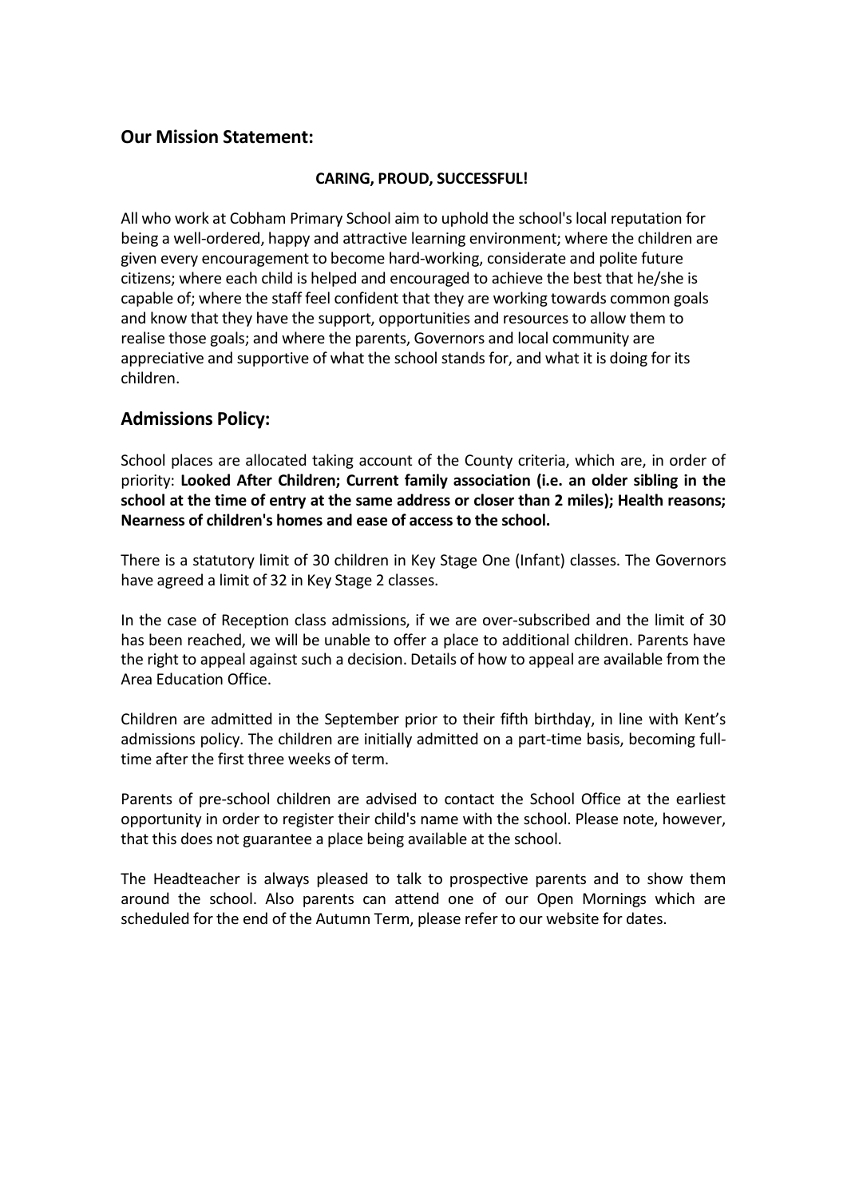## Our Mission Statement:

**CARING, PROUD, SUCCESSFUL!**

All who work at Cobham Primary School aim to uphold the school's local reputation for being a well-ordered, happy and attractive learning environment; where the children are given every encouragement to become hard-working, considerate and polite future citizens; where each child is helped and encouraged to achieve the best that he/she is capable of; where the staff feel confident that they are working towards common goals and know that they have the support, opportunities and resources to allow them to realise those goals; and where the parents, Governors and local community are appreciative and supportive of what the school stands for, and what it is doing for its children.

## Admissions Policy:

School places are allocated taking account of the County criteria, which are, in order of priority: **Looked After Children; Current family association (i.e. an older sibling in the school at the time of entry at the same address or closer than 2 miles); Health reasons; Nearness of children's homes and ease of access to the school.**

There is a statutory limit of 30 children in Key Stage One (Infant) classes. The Governors have agreed a limit of 32 in Key Stage 2 classes.

In the case of Reception class admissions, if we are over-subscribed and the limit of 30 has been reached, we will be unable to offer a place to additional children. Parents have the right to appeal against such a decision. Details of how to appeal are available from the Area Education Office.

Children are admitted in the September prior to their fifth birthday, in line with Kent's admissions policy. The children are initially admitted on a part-time basis, becoming full-time after the first three weeks of term.

Parents of pre-school children are advised to contact the School Office at the earliest opportunity in order to register their child's name with the school. Please note, however, that this does not guarantee a place being available at the school.

The Headteacher is always pleased to talk to prospective parents and to show them around the school. Also parents can attend one of our Open Mornings which are scheduled for the end of the Autumn Term, please refer to our website for dates.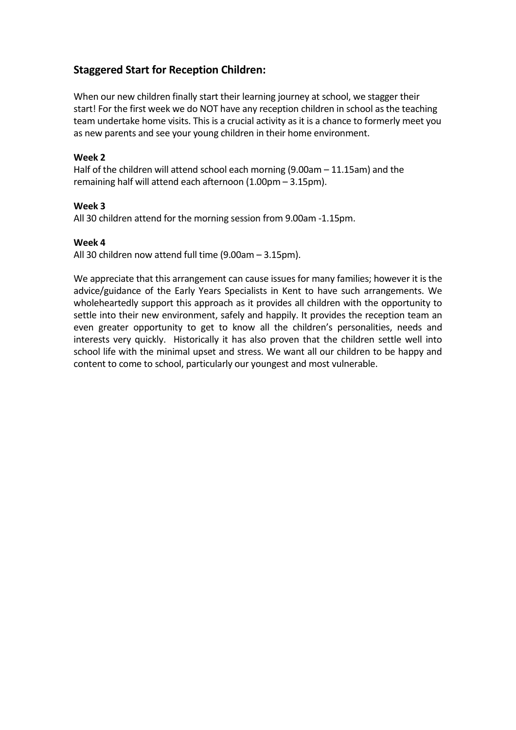## Staggered Start for Reception Children:

When our new children finally start their learning journey at school, we stagger their start! For the first week we do NOT have any reception children in school as the teaching team undertake home visits. This is a crucial activity as it is a chance to formerly meet you as new parents and see your young children in their home environment.

**Week 2**

Half of the children will attend school each morning (9.00am – 11.15am) and the remaining half will attend each afternoon (1.00pm – 3.15pm).

**Week 3**

All 30 children attend for the morning session from 9.00am -1.15pm.

**Week 4**

All 30 children now attend full time (9.00am – 3.15pm).

We appreciate that this arrangement can cause issues for many families; however it is the advice/guidance of the Early Years Specialists in Kent to have such arrangements. We wholeheartedly support this approach as it provides all children with the opportunity to settle into their new environment, safely and happily. It provides the reception team an even greater opportunity to get to know all the children's personalities, needs and interests very quickly. Historically it has also proven that the children settle well into school life with the minimal upset and stress. We want all our children to be happy and content to come to school, particularly our youngest and most vulnerable.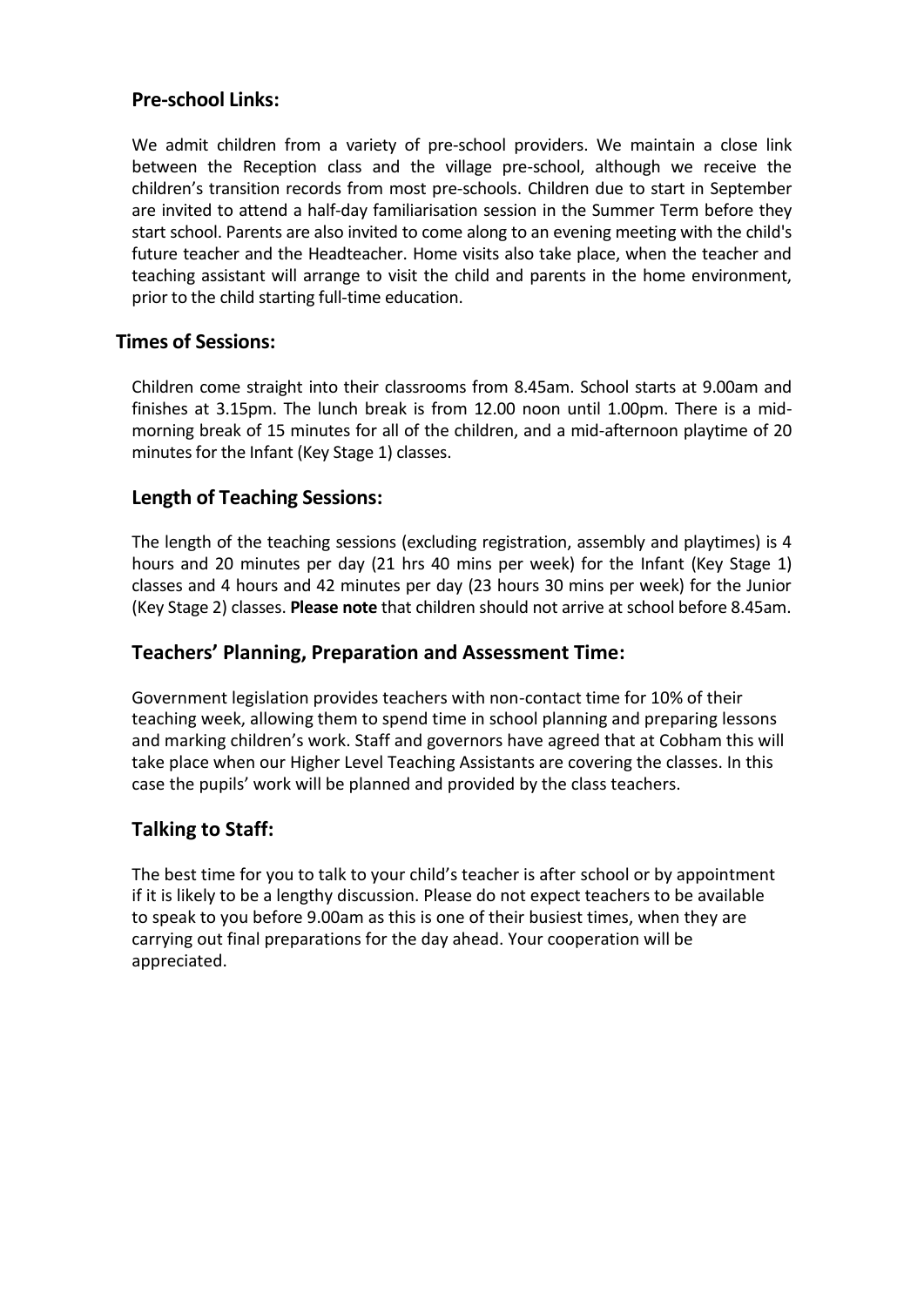## Pre-school Links:

We admit children from a variety of pre-school providers. We maintain a close link between the Reception class and the village pre-school, although we receive the children's transition records from most pre-schools. Children due to start in September are invited to attend a half-day familiarisation session in the Summer Term before they start school. Parents are also invited to come along to an evening meeting with the child's future teacher and the Headteacher. Home visits also take place, when the teacher and teaching assistant will arrange to visit the child and parents in the home environment, prior to the child starting full-time education.

## Times of Sessions:

Children come straight into their classrooms from 8.45am. School starts at 9.00am and finishes at 3.15pm. The lunch break is from 12.00 noon until 1.00pm. There is a mid-morning break of 15 minutes for all of the children, and a mid-afternoon playtime of 20 minutes for the Infant (Key Stage 1) classes.

## Length of Teaching Sessions:

The length of the teaching sessions (excluding registration, assembly and playtimes) is 4 hours and 20 minutes per day (21 hrs 40 mins per week) for the Infant (Key Stage 1) classes and 4 hours and 42 minutes per day (23 hours 30 mins per week) for the Junior (Key Stage 2) classes. **Please note** that children should not arrive at school before 8.45am.

## Teachers' Planning, Preparation and Assessment Time:

Government legislation provides teachers with non-contact time for 10% of their teaching week, allowing them to spend time in school planning and preparing lessons and marking children's work. Staff and governors have agreed that at Cobham this will take place when our Higher Level Teaching Assistants are covering the classes. In this case the pupils' work will be planned and provided by the class teachers.

## Talking to Staff:

The best time for you to talk to your child's teacher is after school or by appointment if it is likely to be a lengthy discussion. Please do not expect teachers to be available to speak to you before 9.00am as this is one of their busiest times, when they are carrying out final preparations for the day ahead. Your cooperation will be appreciated.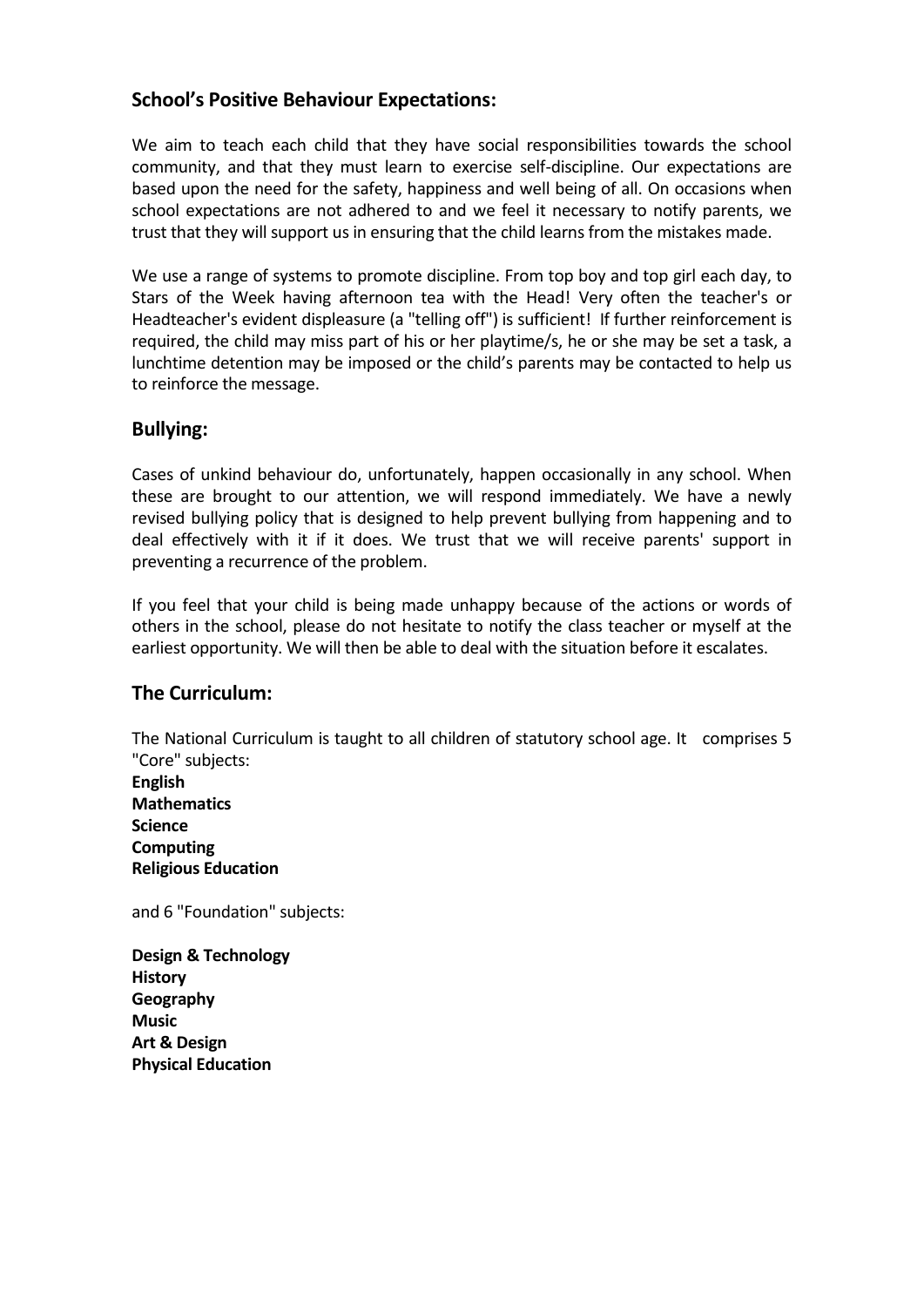## School's Positive Behaviour Expectations:

We aim to teach each child that they have social responsibilities towards the school community, and that they must learn to exercise self-discipline. Our expectations are based upon the need for the safety, happiness and well being of all. On occasions when school expectations are not adhered to and we feel it necessary to notify parents, we trust that they will support us in ensuring that the child learns from the mistakes made.

We use a range of systems to promote discipline. From top boy and top girl each day, to Stars of the Week having afternoon tea with the Head! Very often the teacher's or Headteacher's evident displeasure (a "telling off") is sufficient! If further reinforcement is required, the child may miss part of his or her playtime/s, he or she may be set a task, a lunchtime detention may be imposed or the child's parents may be contacted to help us to reinforce the message.

## Bullying:

Cases of unkind behaviour do, unfortunately, happen occasionally in any school. When these are brought to our attention, we will respond immediately. We have a newly revised bullying policy that is designed to help prevent bullying from happening and to deal effectively with it if it does. We trust that we will receive parents' support in preventing a recurrence of the problem.

If you feel that your child is being made unhappy because of the actions or words of others in the school, please do not hesitate to notify the class teacher or myself at the earliest opportunity. We will then be able to deal with the situation before it escalates.

## The Curriculum:

The National Curriculum is taught to all children of statutory school age. It comprises 5 "Core" subjects:

**English**
**Mathematics**
**Science**
**Computing**
**Religious Education**

and 6 "Foundation" subjects:

**Design & Technology**
**History**
**Geography**
**Music**
**Art & Design**
**Physical Education**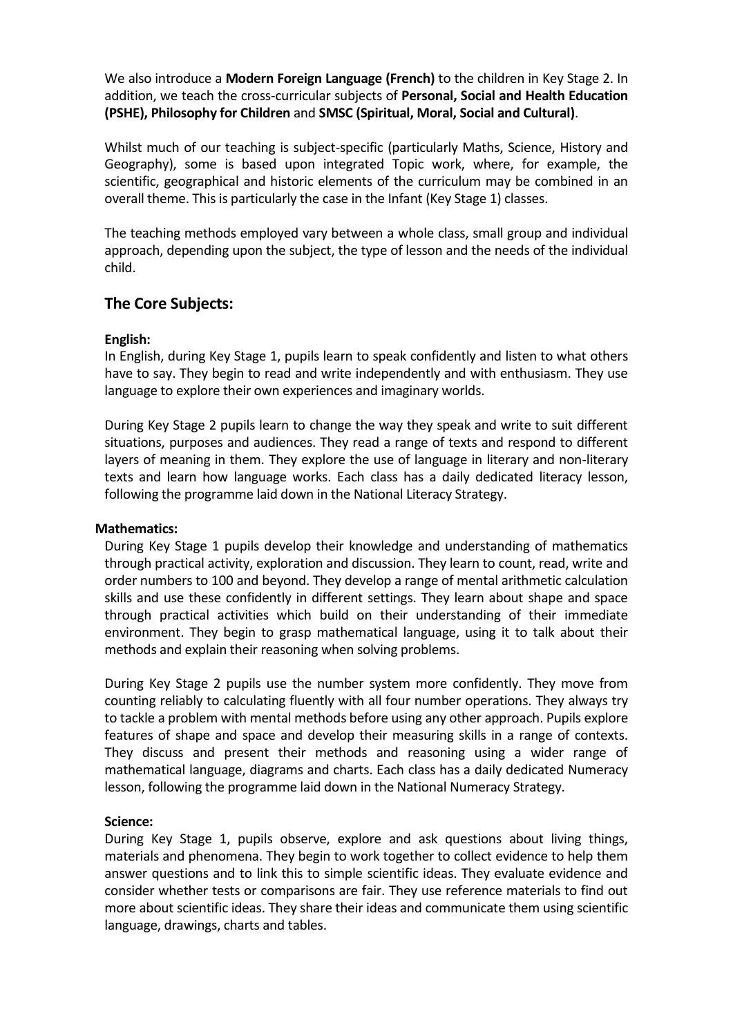We also introduce a **Modern Foreign Language (French)** to the children in Key Stage 2. In addition, we teach the cross-curricular subjects of **Personal, Social and Health Education (PSHE), Philosophy for Children** and **SMSC (Spiritual, Moral, Social and Cultural)**.

Whilst much of our teaching is subject-specific (particularly Maths, Science, History and Geography), some is based upon integrated Topic work, where, for example, the scientific, geographical and historic elements of the curriculum may be combined in an overall theme. This is particularly the case in the Infant (Key Stage 1) classes.

The teaching methods employed vary between a whole class, small group and individual approach, depending upon the subject, the type of lesson and the needs of the individual child.

## The Core Subjects:

**English:**

In English, during Key Stage 1, pupils learn to speak confidently and listen to what others have to say. They begin to read and write independently and with enthusiasm. They use language to explore their own experiences and imaginary worlds.

During Key Stage 2 pupils learn to change the way they speak and write to suit different situations, purposes and audiences. They read a range of texts and respond to different layers of meaning in them. They explore the use of language in literary and non-literary texts and learn how language works. Each class has a daily dedicated literacy lesson, following the programme laid down in the National Literacy Strategy.

**Mathematics:**

During Key Stage 1 pupils develop their knowledge and understanding of mathematics through practical activity, exploration and discussion. They learn to count, read, write and order numbers to 100 and beyond. They develop a range of mental arithmetic calculation skills and use these confidently in different settings. They learn about shape and space through practical activities which build on their understanding of their immediate environment. They begin to grasp mathematical language, using it to talk about their methods and explain their reasoning when solving problems.

During Key Stage 2 pupils use the number system more confidently. They move from counting reliably to calculating fluently with all four number operations. They always try to tackle a problem with mental methods before using any other approach. Pupils explore features of shape and space and develop their measuring skills in a range of contexts. They discuss and present their methods and reasoning using a wider range of mathematical language, diagrams and charts. Each class has a daily dedicated Numeracy lesson, following the programme laid down in the National Numeracy Strategy.

**Science:**

During Key Stage 1, pupils observe, explore and ask questions about living things, materials and phenomena. They begin to work together to collect evidence to help them answer questions and to link this to simple scientific ideas. They evaluate evidence and consider whether tests or comparisons are fair. They use reference materials to find out more about scientific ideas. They share their ideas and communicate them using scientific language, drawings, charts and tables.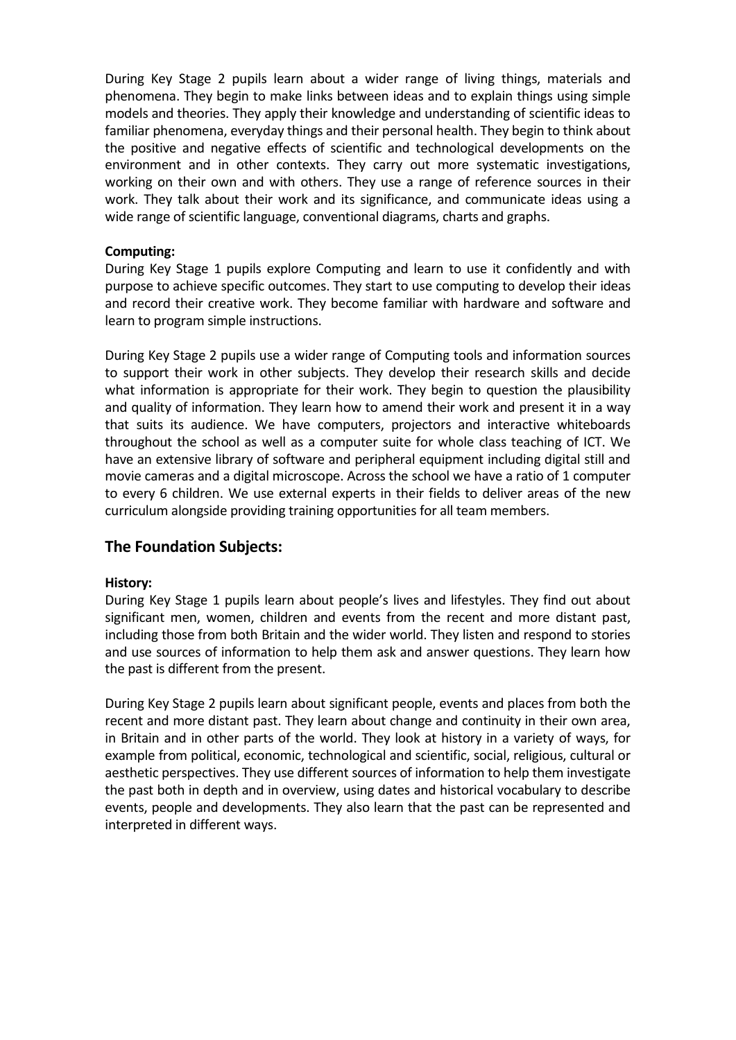During Key Stage 2 pupils learn about a wider range of living things, materials and phenomena. They begin to make links between ideas and to explain things using simple models and theories. They apply their knowledge and understanding of scientific ideas to familiar phenomena, everyday things and their personal health. They begin to think about the positive and negative effects of scientific and technological developments on the environment and in other contexts. They carry out more systematic investigations, working on their own and with others. They use a range of reference sources in their work. They talk about their work and its significance, and communicate ideas using a wide range of scientific language, conventional diagrams, charts and graphs.

**Computing:**
During Key Stage 1 pupils explore Computing and learn to use it confidently and with purpose to achieve specific outcomes. They start to use computing to develop their ideas and record their creative work. They become familiar with hardware and software and learn to program simple instructions.

During Key Stage 2 pupils use a wider range of Computing tools and information sources to support their work in other subjects. They develop their research skills and decide what information is appropriate for their work. They begin to question the plausibility and quality of information. They learn how to amend their work and present it in a way that suits its audience. We have computers, projectors and interactive whiteboards throughout the school as well as a computer suite for whole class teaching of ICT. We have an extensive library of software and peripheral equipment including digital still and movie cameras and a digital microscope. Across the school we have a ratio of 1 computer to every 6 children. We use external experts in their fields to deliver areas of the new curriculum alongside providing training opportunities for all team members.

## The Foundation Subjects:

**History:**
During Key Stage 1 pupils learn about people's lives and lifestyles. They find out about significant men, women, children and events from the recent and more distant past, including those from both Britain and the wider world. They listen and respond to stories and use sources of information to help them ask and answer questions. They learn how the past is different from the present.

During Key Stage 2 pupils learn about significant people, events and places from both the recent and more distant past. They learn about change and continuity in their own area, in Britain and in other parts of the world. They look at history in a variety of ways, for example from political, economic, technological and scientific, social, religious, cultural or aesthetic perspectives. They use different sources of information to help them investigate the past both in depth and in overview, using dates and historical vocabulary to describe events, people and developments. They also learn that the past can be represented and interpreted in different ways.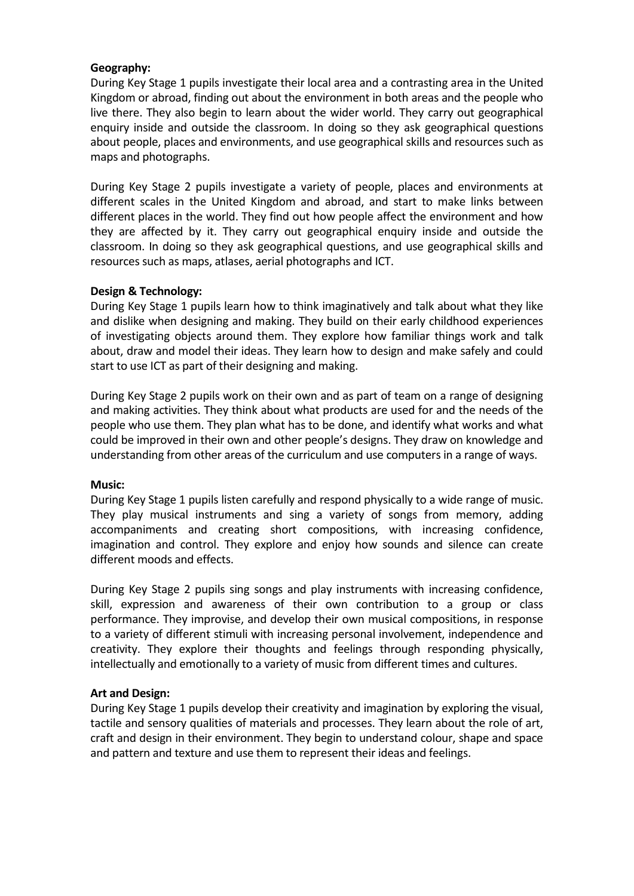**Geography:**

During Key Stage 1 pupils investigate their local area and a contrasting area in the United Kingdom or abroad, finding out about the environment in both areas and the people who live there. They also begin to learn about the wider world. They carry out geographical enquiry inside and outside the classroom. In doing so they ask geographical questions about people, places and environments, and use geographical skills and resources such as maps and photographs.

During Key Stage 2 pupils investigate a variety of people, places and environments at different scales in the United Kingdom and abroad, and start to make links between different places in the world. They find out how people affect the environment and how they are affected by it. They carry out geographical enquiry inside and outside the classroom. In doing so they ask geographical questions, and use geographical skills and resources such as maps, atlases, aerial photographs and ICT.

**Design & Technology:**

During Key Stage 1 pupils learn how to think imaginatively and talk about what they like and dislike when designing and making. They build on their early childhood experiences of investigating objects around them. They explore how familiar things work and talk about, draw and model their ideas. They learn how to design and make safely and could start to use ICT as part of their designing and making.

During Key Stage 2 pupils work on their own and as part of team on a range of designing and making activities. They think about what products are used for and the needs of the people who use them. They plan what has to be done, and identify what works and what could be improved in their own and other people's designs. They draw on knowledge and understanding from other areas of the curriculum and use computers in a range of ways.

**Music:**

During Key Stage 1 pupils listen carefully and respond physically to a wide range of music. They play musical instruments and sing a variety of songs from memory, adding accompaniments and creating short compositions, with increasing confidence, imagination and control. They explore and enjoy how sounds and silence can create different moods and effects.

During Key Stage 2 pupils sing songs and play instruments with increasing confidence, skill, expression and awareness of their own contribution to a group or class performance. They improvise, and develop their own musical compositions, in response to a variety of different stimuli with increasing personal involvement, independence and creativity. They explore their thoughts and feelings through responding physically, intellectually and emotionally to a variety of music from different times and cultures.

**Art and Design:**

During Key Stage 1 pupils develop their creativity and imagination by exploring the visual, tactile and sensory qualities of materials and processes. They learn about the role of art, craft and design in their environment. They begin to understand colour, shape and space and pattern and texture and use them to represent their ideas and feelings.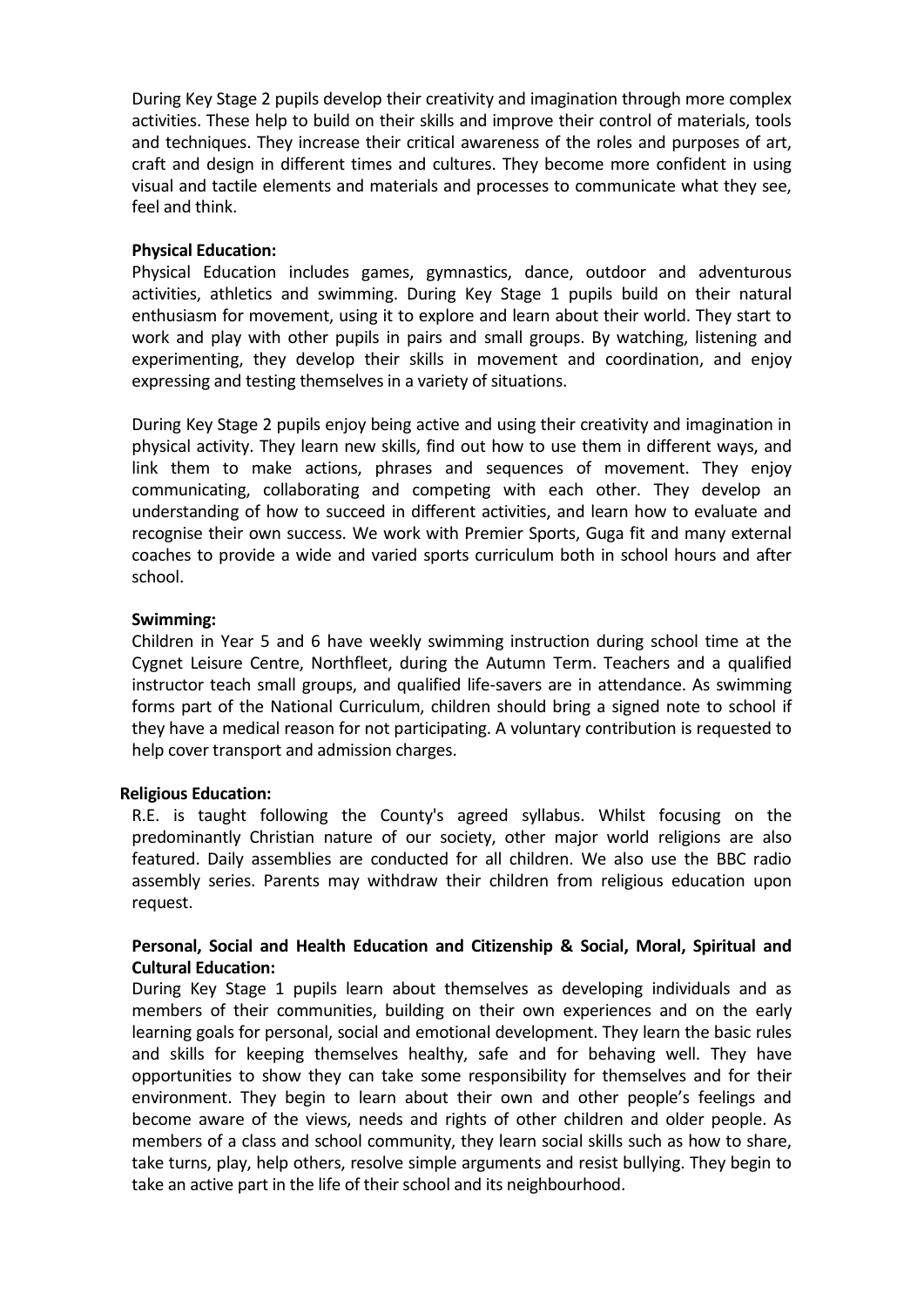During Key Stage 2 pupils develop their creativity and imagination through more complex activities. These help to build on their skills and improve their control of materials, tools and techniques. They increase their critical awareness of the roles and purposes of art, craft and design in different times and cultures. They become more confident in using visual and tactile elements and materials and processes to communicate what they see, feel and think.

**Physical Education:**

Physical Education includes games, gymnastics, dance, outdoor and adventurous activities, athletics and swimming. During Key Stage 1 pupils build on their natural enthusiasm for movement, using it to explore and learn about their world. They start to work and play with other pupils in pairs and small groups. By watching, listening and experimenting, they develop their skills in movement and coordination, and enjoy expressing and testing themselves in a variety of situations.

During Key Stage 2 pupils enjoy being active and using their creativity and imagination in physical activity. They learn new skills, find out how to use them in different ways, and link them to make actions, phrases and sequences of movement. They enjoy communicating, collaborating and competing with each other. They develop an understanding of how to succeed in different activities, and learn how to evaluate and recognise their own success. We work with Premier Sports, Guga fit and many external coaches to provide a wide and varied sports curriculum both in school hours and after school.

**Swimming:**

Children in Year 5 and 6 have weekly swimming instruction during school time at the Cygnet Leisure Centre, Northfleet, during the Autumn Term. Teachers and a qualified instructor teach small groups, and qualified life-savers are in attendance. As swimming forms part of the National Curriculum, children should bring a signed note to school if they have a medical reason for not participating. A voluntary contribution is requested to help cover transport and admission charges.

**Religious Education:**

R.E. is taught following the County's agreed syllabus. Whilst focusing on the predominantly Christian nature of our society, other major world religions are also featured. Daily assemblies are conducted for all children. We also use the BBC radio assembly series. Parents may withdraw their children from religious education upon request.

**Personal, Social and Health Education and Citizenship & Social, Moral, Spiritual and Cultural Education:**

During Key Stage 1 pupils learn about themselves as developing individuals and as members of their communities, building on their own experiences and on the early learning goals for personal, social and emotional development. They learn the basic rules and skills for keeping themselves healthy, safe and for behaving well. They have opportunities to show they can take some responsibility for themselves and for their environment. They begin to learn about their own and other people's feelings and become aware of the views, needs and rights of other children and older people. As members of a class and school community, they learn social skills such as how to share, take turns, play, help others, resolve simple arguments and resist bullying. They begin to take an active part in the life of their school and its neighbourhood.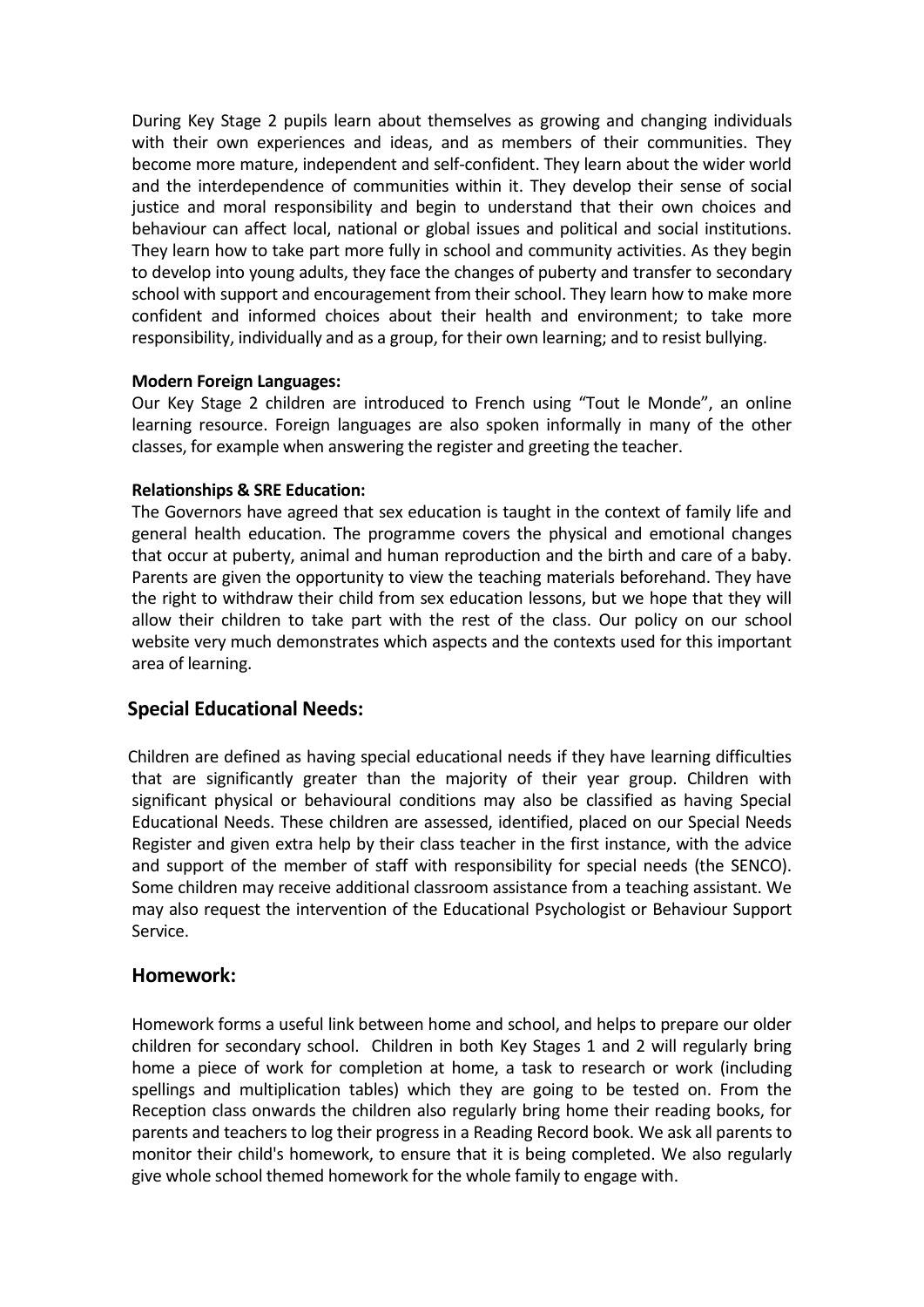During Key Stage 2 pupils learn about themselves as growing and changing individuals with their own experiences and ideas, and as members of their communities. They become more mature, independent and self-confident. They learn about the wider world and the interdependence of communities within it. They develop their sense of social justice and moral responsibility and begin to understand that their own choices and behaviour can affect local, national or global issues and political and social institutions. They learn how to take part more fully in school and community activities. As they begin to develop into young adults, they face the changes of puberty and transfer to secondary school with support and encouragement from their school. They learn how to make more confident and informed choices about their health and environment; to take more responsibility, individually and as a group, for their own learning; and to resist bullying.

**Modern Foreign Languages:**

Our Key Stage 2 children are introduced to French using "Tout le Monde", an online learning resource. Foreign languages are also spoken informally in many of the other classes, for example when answering the register and greeting the teacher.

**Relationships & SRE Education:**

The Governors have agreed that sex education is taught in the context of family life and general health education. The programme covers the physical and emotional changes that occur at puberty, animal and human reproduction and the birth and care of a baby. Parents are given the opportunity to view the teaching materials beforehand. They have the right to withdraw their child from sex education lessons, but we hope that they will allow their children to take part with the rest of the class. Our policy on our school website very much demonstrates which aspects and the contexts used for this important area of learning.

## Special Educational Needs:

Children are defined as having special educational needs if they have learning difficulties that are significantly greater than the majority of their year group. Children with significant physical or behavioural conditions may also be classified as having Special Educational Needs. These children are assessed, identified, placed on our Special Needs Register and given extra help by their class teacher in the first instance, with the advice and support of the member of staff with responsibility for special needs (the SENCO). Some children may receive additional classroom assistance from a teaching assistant. We may also request the intervention of the Educational Psychologist or Behaviour Support Service.

## Homework:

Homework forms a useful link between home and school, and helps to prepare our older children for secondary school. Children in both Key Stages 1 and 2 will regularly bring home a piece of work for completion at home, a task to research or work (including spellings and multiplication tables) which they are going to be tested on. From the Reception class onwards the children also regularly bring home their reading books, for parents and teachers to log their progress in a Reading Record book. We ask all parents to monitor their child's homework, to ensure that it is being completed. We also regularly give whole school themed homework for the whole family to engage with.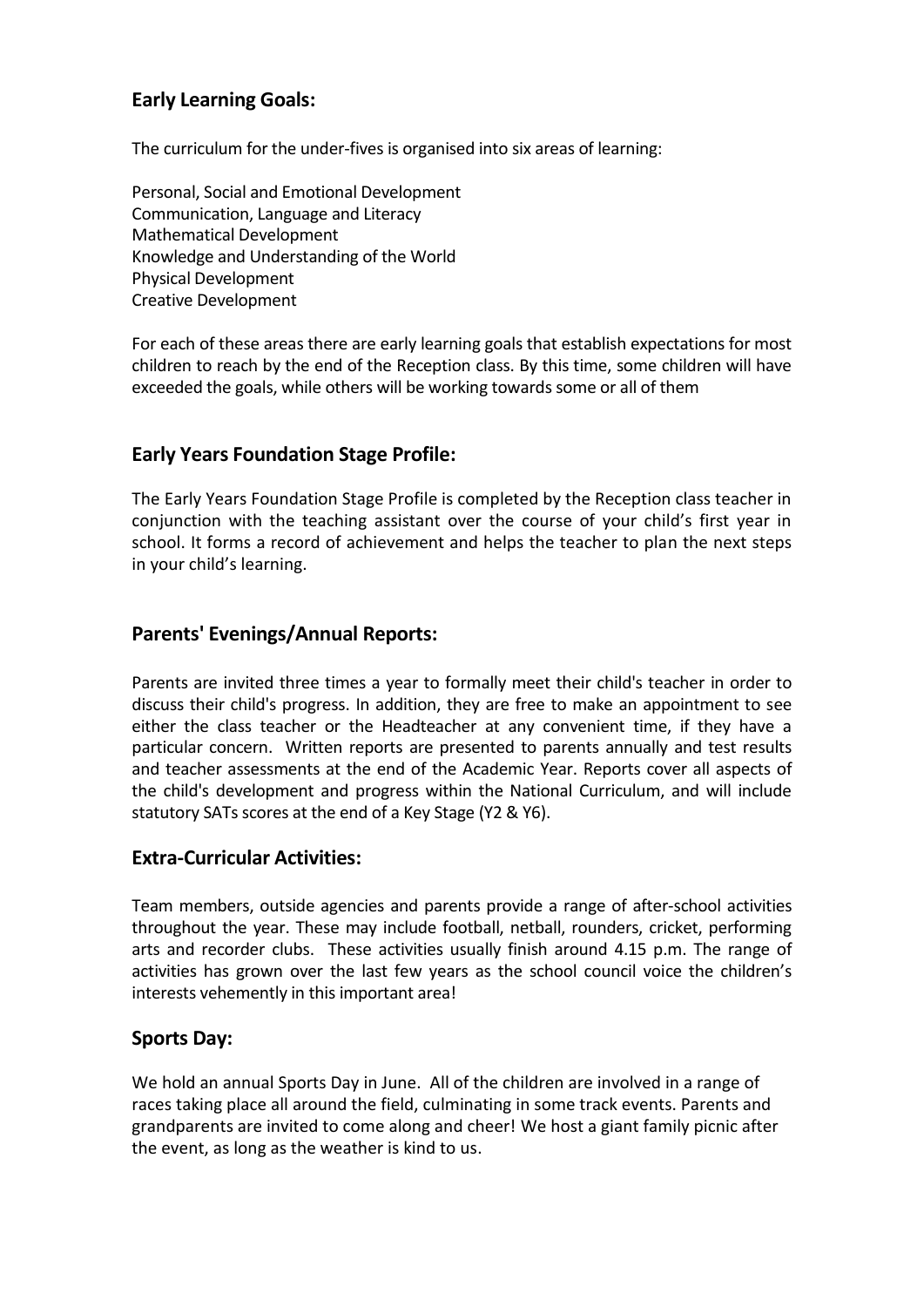## Early Learning Goals:

The curriculum for the under-fives is organised into six areas of learning:

Personal, Social and Emotional Development
Communication, Language and Literacy
Mathematical Development
Knowledge and Understanding of the World
Physical Development
Creative Development

For each of these areas there are early learning goals that establish expectations for most children to reach by the end of the Reception class. By this time, some children will have exceeded the goals, while others will be working towards some or all of them

## Early Years Foundation Stage Profile:

The Early Years Foundation Stage Profile is completed by the Reception class teacher in conjunction with the teaching assistant over the course of your child's first year in school. It forms a record of achievement and helps the teacher to plan the next steps in your child's learning.

## Parents' Evenings/Annual Reports:

Parents are invited three times a year to formally meet their child's teacher in order to discuss their child's progress. In addition, they are free to make an appointment to see either the class teacher or the Headteacher at any convenient time, if they have a particular concern. Written reports are presented to parents annually and test results and teacher assessments at the end of the Academic Year. Reports cover all aspects of the child's development and progress within the National Curriculum, and will include statutory SATs scores at the end of a Key Stage (Y2 & Y6).

## Extra-Curricular Activities:

Team members, outside agencies and parents provide a range of after-school activities throughout the year. These may include football, netball, rounders, cricket, performing arts and recorder clubs. These activities usually finish around 4.15 p.m. The range of activities has grown over the last few years as the school council voice the children's interests vehemently in this important area!

## Sports Day:

We hold an annual Sports Day in June. All of the children are involved in a range of races taking place all around the field, culminating in some track events. Parents and grandparents are invited to come along and cheer! We host a giant family picnic after the event, as long as the weather is kind to us.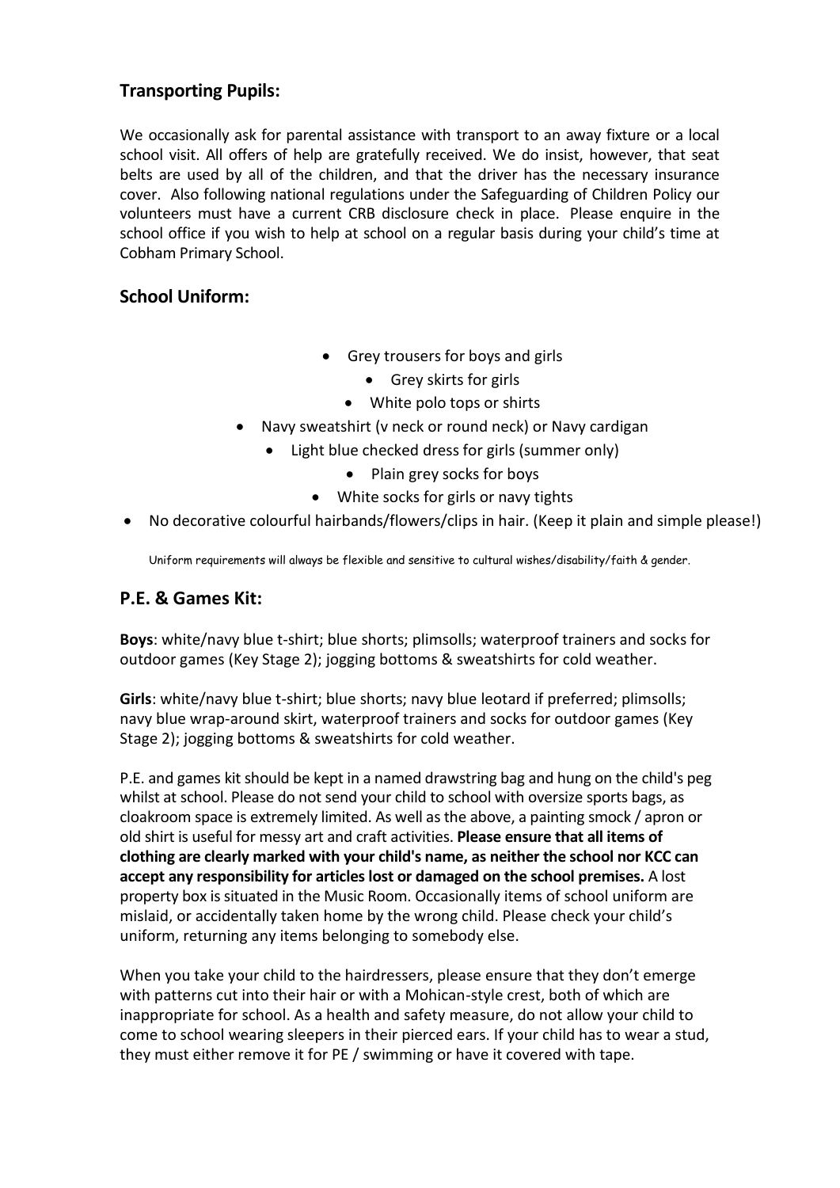## Transporting Pupils:

We occasionally ask for parental assistance with transport to an away fixture or a local school visit. All offers of help are gratefully received. We do insist, however, that seat belts are used by all of the children, and that the driver has the necessary insurance cover. Also following national regulations under the Safeguarding of Children Policy our volunteers must have a current CRB disclosure check in place. Please enquire in the school office if you wish to help at school on a regular basis during your child's time at Cobham Primary School.

## School Uniform:

- Grey trousers for boys and girls
- Grey skirts for girls
- White polo tops or shirts
- Navy sweatshirt (v neck or round neck) or Navy cardigan
- Light blue checked dress for girls (summer only)
- Plain grey socks for boys
- White socks for girls or navy tights
- No decorative colourful hairbands/flowers/clips in hair. (Keep it plain and simple please!)

Uniform requirements will always be flexible and sensitive to cultural wishes/disability/faith & gender.

## P.E. & Games Kit:

**Boys**: white/navy blue t-shirt; blue shorts; plimsolls; waterproof trainers and socks for outdoor games (Key Stage 2); jogging bottoms & sweatshirts for cold weather.

**Girls**: white/navy blue t-shirt; blue shorts; navy blue leotard if preferred; plimsolls; navy blue wrap-around skirt, waterproof trainers and socks for outdoor games (Key Stage 2); jogging bottoms & sweatshirts for cold weather.

P.E. and games kit should be kept in a named drawstring bag and hung on the child's peg whilst at school. Please do not send your child to school with oversize sports bags, as cloakroom space is extremely limited. As well as the above, a painting smock / apron or old shirt is useful for messy art and craft activities. **Please ensure that all items of clothing are clearly marked with your child's name, as neither the school nor KCC can accept any responsibility for articles lost or damaged on the school premises.** A lost property box is situated in the Music Room. Occasionally items of school uniform are mislaid, or accidentally taken home by the wrong child. Please check your child's uniform, returning any items belonging to somebody else.

When you take your child to the hairdressers, please ensure that they don't emerge with patterns cut into their hair or with a Mohican-style crest, both of which are inappropriate for school. As a health and safety measure, do not allow your child to come to school wearing sleepers in their pierced ears. If your child has to wear a stud, they must either remove it for PE / swimming or have it covered with tape.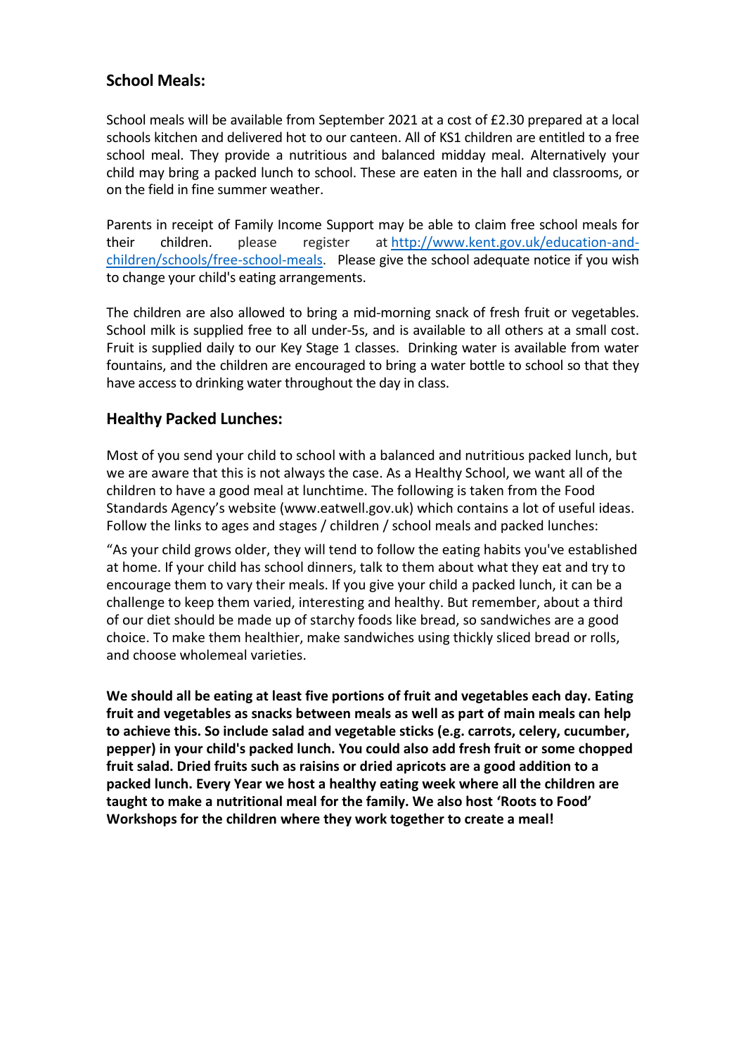## School Meals:

School meals will be available from September 2021 at a cost of £2.30 prepared at a local schools kitchen and delivered hot to our canteen. All of KS1 children are entitled to a free school meal. They provide a nutritious and balanced midday meal. Alternatively your child may bring a packed lunch to school. These are eaten in the hall and classrooms, or on the field in fine summer weather.

Parents in receipt of Family Income Support may be able to claim free school meals for their children. please register at [http://www.kent.gov.uk/education-and-children/schools/free-school-meals](http://www.kent.gov.uk/education-and-children/schools/free-school-meals). Please give the school adequate notice if you wish to change your child's eating arrangements.

The children are also allowed to bring a mid-morning snack of fresh fruit or vegetables. School milk is supplied free to all under-5s, and is available to all others at a small cost. Fruit is supplied daily to our Key Stage 1 classes. Drinking water is available from water fountains, and the children are encouraged to bring a water bottle to school so that they have access to drinking water throughout the day in class.

## Healthy Packed Lunches:

Most of you send your child to school with a balanced and nutritious packed lunch, but we are aware that this is not always the case. As a Healthy School, we want all of the children to have a good meal at lunchtime. The following is taken from the Food Standards Agency's website (www.eatwell.gov.uk) which contains a lot of useful ideas. Follow the links to ages and stages / children / school meals and packed lunches:

"As your child grows older, they will tend to follow the eating habits you've established at home. If your child has school dinners, talk to them about what they eat and try to encourage them to vary their meals. If you give your child a packed lunch, it can be a challenge to keep them varied, interesting and healthy. But remember, about a third of our diet should be made up of starchy foods like bread, so sandwiches are a good choice. To make them healthier, make sandwiches using thickly sliced bread or rolls, and choose wholemeal varieties.

**We should all be eating at least five portions of fruit and vegetables each day. Eating fruit and vegetables as snacks between meals as well as part of main meals can help to achieve this. So include salad and vegetable sticks (e.g. carrots, celery, cucumber, pepper) in your child's packed lunch. You could also add fresh fruit or some chopped fruit salad. Dried fruits such as raisins or dried apricots are a good addition to a packed lunch. Every Year we host a healthy eating week where all the children are taught to make a nutritional meal for the family. We also host 'Roots to Food' Workshops for the children where they work together to create a meal!**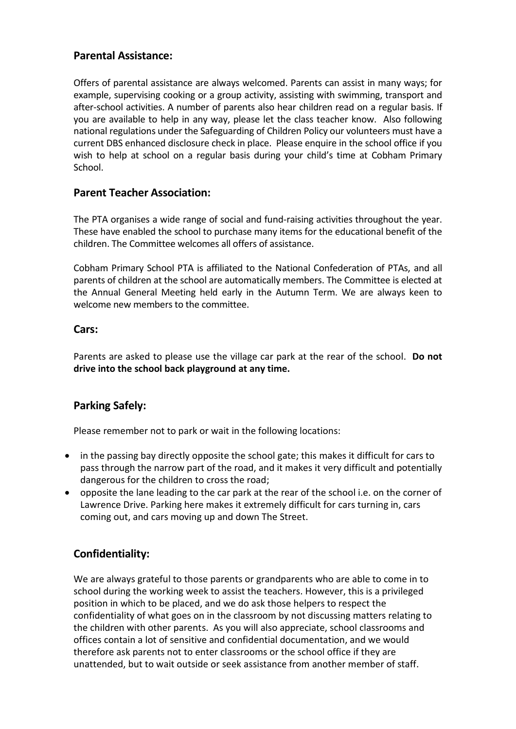## Parental Assistance:

Offers of parental assistance are always welcomed. Parents can assist in many ways; for example, supervising cooking or a group activity, assisting with swimming, transport and after-school activities. A number of parents also hear children read on a regular basis. If you are available to help in any way, please let the class teacher know. Also following national regulations under the Safeguarding of Children Policy our volunteers must have a current DBS enhanced disclosure check in place. Please enquire in the school office if you wish to help at school on a regular basis during your child's time at Cobham Primary School.

## Parent Teacher Association:

The PTA organises a wide range of social and fund-raising activities throughout the year. These have enabled the school to purchase many items for the educational benefit of the children. The Committee welcomes all offers of assistance.

Cobham Primary School PTA is affiliated to the National Confederation of PTAs, and all parents of children at the school are automatically members. The Committee is elected at the Annual General Meeting held early in the Autumn Term. We are always keen to welcome new members to the committee.

## Cars:

Parents are asked to please use the village car park at the rear of the school. **Do not drive into the school back playground at any time.**

## Parking Safely:

Please remember not to park or wait in the following locations:

- in the passing bay directly opposite the school gate; this makes it difficult for cars to pass through the narrow part of the road, and it makes it very difficult and potentially dangerous for the children to cross the road;
- opposite the lane leading to the car park at the rear of the school i.e. on the corner of Lawrence Drive. Parking here makes it extremely difficult for cars turning in, cars coming out, and cars moving up and down The Street.

## Confidentiality:

We are always grateful to those parents or grandparents who are able to come in to school during the working week to assist the teachers. However, this is a privileged position in which to be placed, and we do ask those helpers to respect the confidentiality of what goes on in the classroom by not discussing matters relating to the children with other parents. As you will also appreciate, school classrooms and offices contain a lot of sensitive and confidential documentation, and we would therefore ask parents not to enter classrooms or the school office if they are unattended, but to wait outside or seek assistance from another member of staff.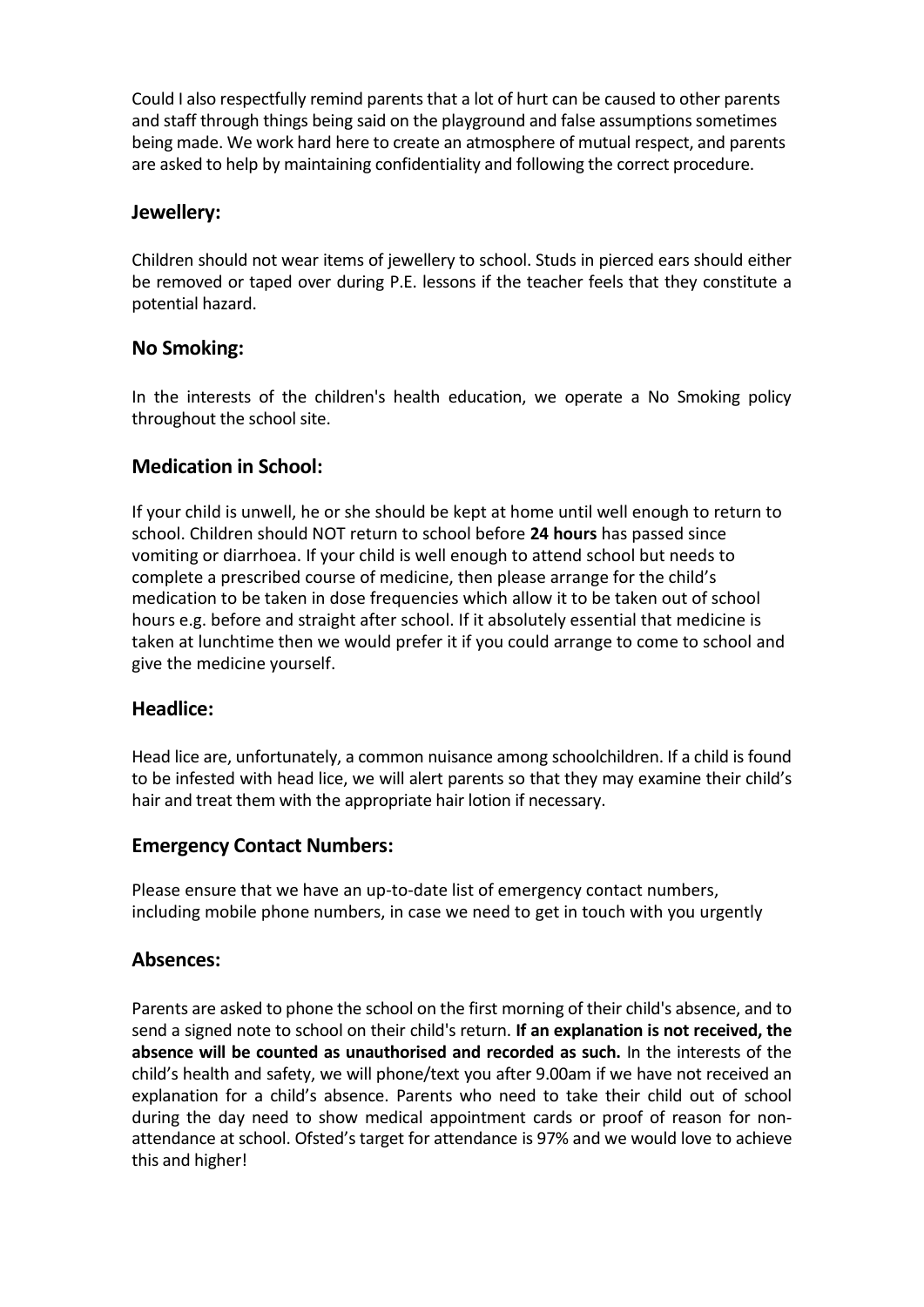Could I also respectfully remind parents that a lot of hurt can be caused to other parents and staff through things being said on the playground and false assumptions sometimes being made. We work hard here to create an atmosphere of mutual respect, and parents are asked to help by maintaining confidentiality and following the correct procedure.

## Jewellery:

Children should not wear items of jewellery to school. Studs in pierced ears should either be removed or taped over during P.E. lessons if the teacher feels that they constitute a potential hazard.

## No Smoking:

In the interests of the children's health education, we operate a No Smoking policy throughout the school site.

## Medication in School:

If your child is unwell, he or she should be kept at home until well enough to return to school. Children should NOT return to school before **24 hours** has passed since vomiting or diarrhoea. If your child is well enough to attend school but needs to complete a prescribed course of medicine, then please arrange for the child's medication to be taken in dose frequencies which allow it to be taken out of school hours e.g. before and straight after school. If it absolutely essential that medicine is taken at lunchtime then we would prefer it if you could arrange to come to school and give the medicine yourself.

## Headlice:

Head lice are, unfortunately, a common nuisance among schoolchildren. If a child is found to be infested with head lice, we will alert parents so that they may examine their child's hair and treat them with the appropriate hair lotion if necessary.

## Emergency Contact Numbers:

Please ensure that we have an up-to-date list of emergency contact numbers, including mobile phone numbers, in case we need to get in touch with you urgently

## Absences:

Parents are asked to phone the school on the first morning of their child's absence, and to send a signed note to school on their child's return. **If an explanation is not received, the absence will be counted as unauthorised and recorded as such.** In the interests of the child's health and safety, we will phone/text you after 9.00am if we have not received an explanation for a child's absence. Parents who need to take their child out of school during the day need to show medical appointment cards or proof of reason for non-attendance at school. Ofsted's target for attendance is 97% and we would love to achieve this and higher!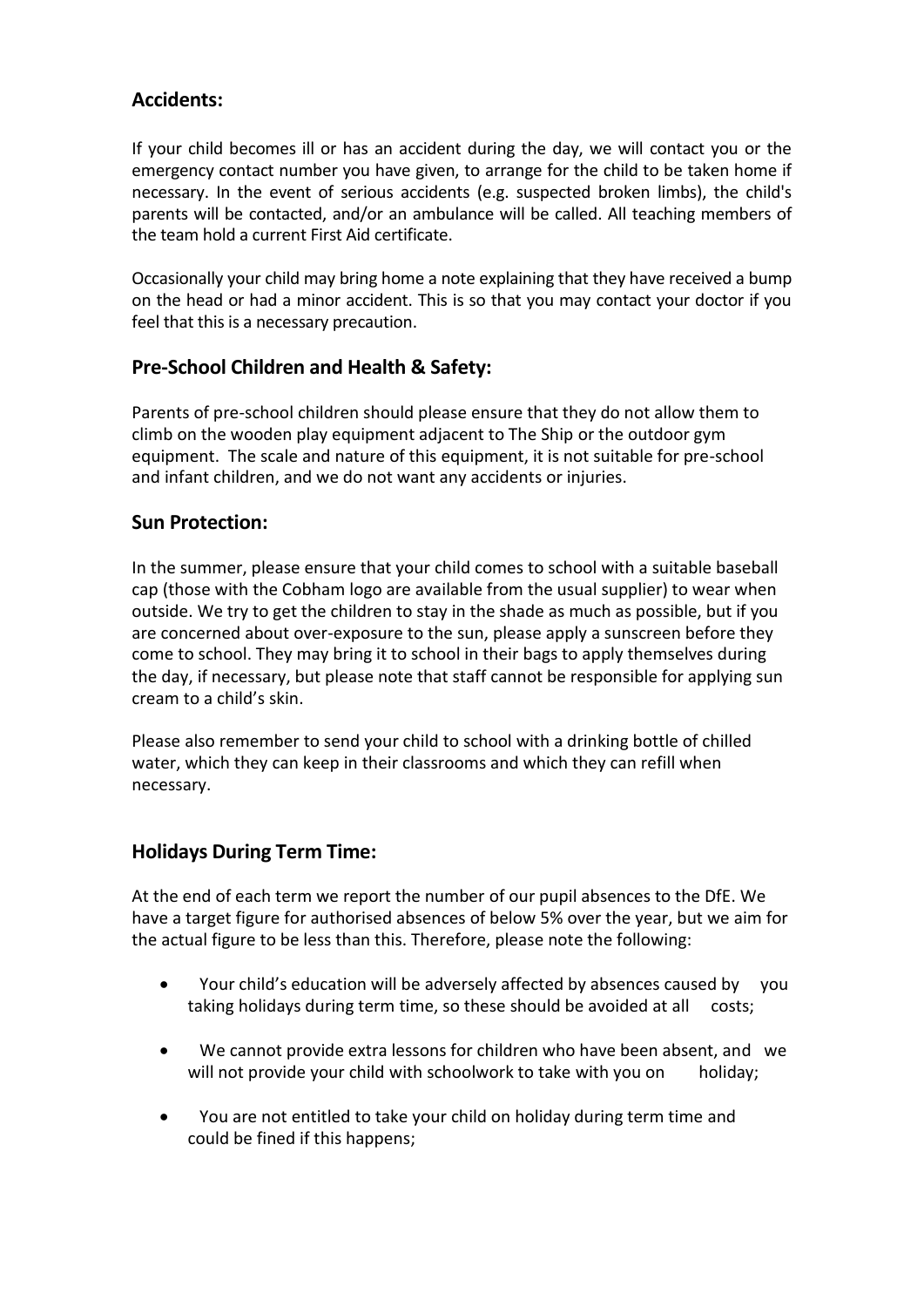## Accidents:

If your child becomes ill or has an accident during the day, we will contact you or the emergency contact number you have given, to arrange for the child to be taken home if necessary. In the event of serious accidents (e.g. suspected broken limbs), the child's parents will be contacted, and/or an ambulance will be called. All teaching members of the team hold a current First Aid certificate.

Occasionally your child may bring home a note explaining that they have received a bump on the head or had a minor accident. This is so that you may contact your doctor if you feel that this is a necessary precaution.

## Pre-School Children and Health & Safety:

Parents of pre-school children should please ensure that they do not allow them to climb on the wooden play equipment adjacent to The Ship or the outdoor gym equipment. The scale and nature of this equipment, it is not suitable for pre-school and infant children, and we do not want any accidents or injuries.

## Sun Protection:

In the summer, please ensure that your child comes to school with a suitable baseball cap (those with the Cobham logo are available from the usual supplier) to wear when outside. We try to get the children to stay in the shade as much as possible, but if you are concerned about over-exposure to the sun, please apply a sunscreen before they come to school. They may bring it to school in their bags to apply themselves during the day, if necessary, but please note that staff cannot be responsible for applying sun cream to a child's skin.

Please also remember to send your child to school with a drinking bottle of chilled water, which they can keep in their classrooms and which they can refill when necessary.

## Holidays During Term Time:

At the end of each term we report the number of our pupil absences to the DfE. We have a target figure for authorised absences of below 5% over the year, but we aim for the actual figure to be less than this. Therefore, please note the following:

- Your child's education will be adversely affected by absences caused by you taking holidays during term time, so these should be avoided at all costs;
- We cannot provide extra lessons for children who have been absent, and we will not provide your child with schoolwork to take with you on holiday;
- You are not entitled to take your child on holiday during term time and could be fined if this happens;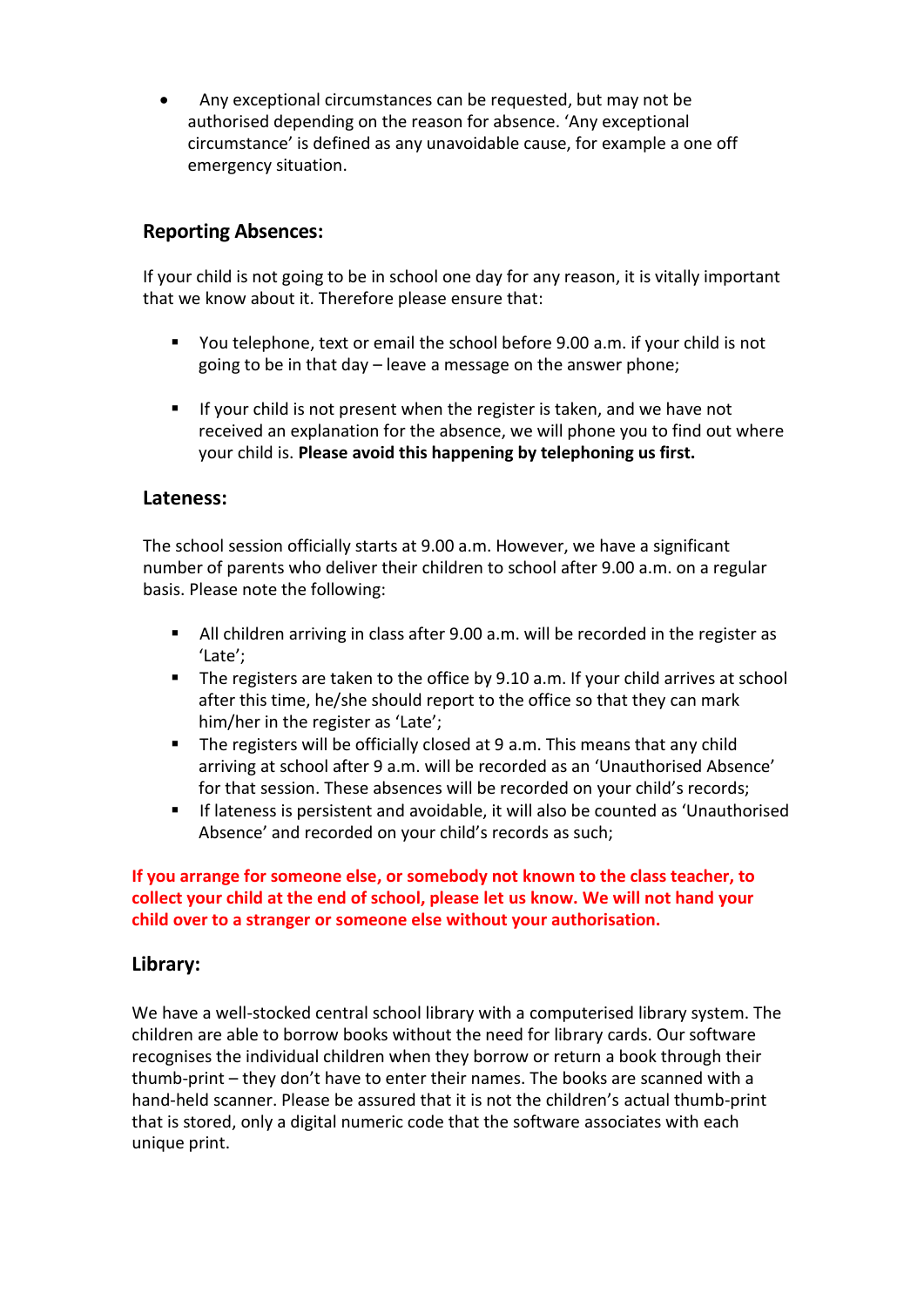- Any exceptional circumstances can be requested, but may not be authorised depending on the reason for absence. 'Any exceptional circumstance' is defined as any unavoidable cause, for example a one off emergency situation.

## Reporting Absences:

If your child is not going to be in school one day for any reason, it is vitally important that we know about it. Therefore please ensure that:

- You telephone, text or email the school before 9.00 a.m. if your child is not going to be in that day – leave a message on the answer phone;

- If your child is not present when the register is taken, and we have not received an explanation for the absence, we will phone you to find out where your child is. **Please avoid this happening by telephoning us first.**

## Lateness:

The school session officially starts at 9.00 a.m. However, we have a significant number of parents who deliver their children to school after 9.00 a.m. on a regular basis. Please note the following:

- All children arriving in class after 9.00 a.m. will be recorded in the register as 'Late';
- The registers are taken to the office by 9.10 a.m. If your child arrives at school after this time, he/she should report to the office so that they can mark him/her in the register as 'Late';
- The registers will be officially closed at 9 a.m. This means that any child arriving at school after 9 a.m. will be recorded as an 'Unauthorised Absence' for that session. These absences will be recorded on your child's records;
- If lateness is persistent and avoidable, it will also be counted as 'Unauthorised Absence' and recorded on your child's records as such;

**If you arrange for someone else, or somebody not known to the class teacher, to collect your child at the end of school, please let us know. We will not hand your child over to a stranger or someone else without your authorisation.**

## Library:

We have a well-stocked central school library with a computerised library system. The children are able to borrow books without the need for library cards. Our software recognises the individual children when they borrow or return a book through their thumb-print – they don't have to enter their names. The books are scanned with a hand-held scanner. Please be assured that it is not the children's actual thumb-print that is stored, only a digital numeric code that the software associates with each unique print.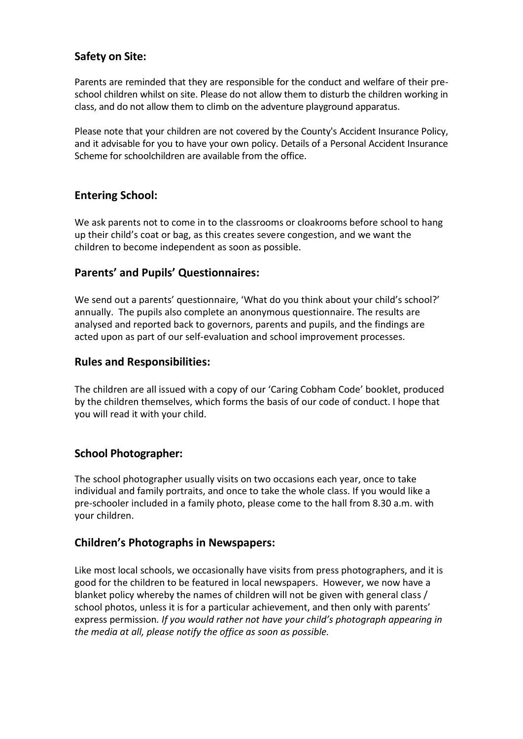## Safety on Site:

Parents are reminded that they are responsible for the conduct and welfare of their pre-school children whilst on site. Please do not allow them to disturb the children working in class, and do not allow them to climb on the adventure playground apparatus.

Please note that your children are not covered by the County's Accident Insurance Policy, and it advisable for you to have your own policy. Details of a Personal Accident Insurance Scheme for schoolchildren are available from the office.

## Entering School:

We ask parents not to come in to the classrooms or cloakrooms before school to hang up their child's coat or bag, as this creates severe congestion, and we want the children to become independent as soon as possible.

## Parents' and Pupils' Questionnaires:

We send out a parents' questionnaire, 'What do you think about your child's school?' annually. The pupils also complete an anonymous questionnaire. The results are analysed and reported back to governors, parents and pupils, and the findings are acted upon as part of our self-evaluation and school improvement processes.

## Rules and Responsibilities:

The children are all issued with a copy of our 'Caring Cobham Code' booklet, produced by the children themselves, which forms the basis of our code of conduct. I hope that you will read it with your child.

## School Photographer:

The school photographer usually visits on two occasions each year, once to take individual and family portraits, and once to take the whole class. If you would like a pre-schooler included in a family photo, please come to the hall from 8.30 a.m. with your children.

## Children's Photographs in Newspapers:

Like most local schools, we occasionally have visits from press photographers, and it is good for the children to be featured in local newspapers. However, we now have a blanket policy whereby the names of children will not be given with general class / school photos, unless it is for a particular achievement, and then only with parents' express permission*. If you would rather not have your child's photograph appearing in the media at all, please notify the office as soon as possible.*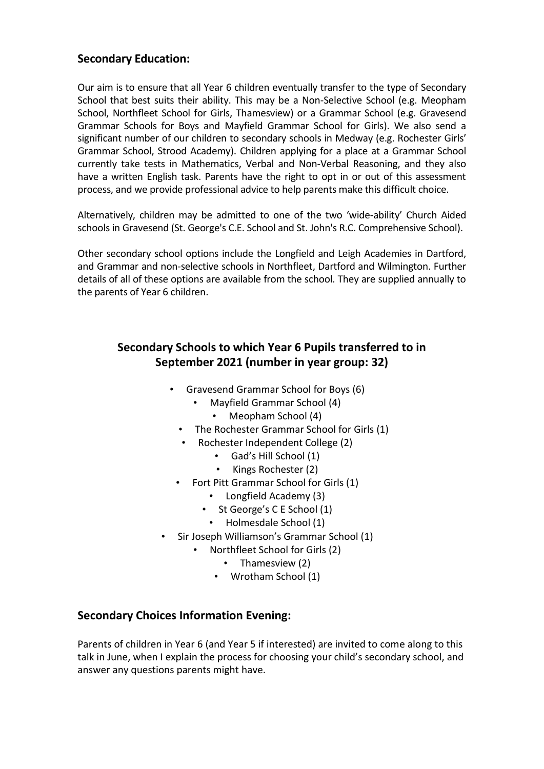## Secondary Education:

Our aim is to ensure that all Year 6 children eventually transfer to the type of Secondary School that best suits their ability. This may be a Non-Selective School (e.g. Meopham School, Northfleet School for Girls, Thamesview) or a Grammar School (e.g. Gravesend Grammar Schools for Boys and Mayfield Grammar School for Girls). We also send a significant number of our children to secondary schools in Medway (e.g. Rochester Girls' Grammar School, Strood Academy). Children applying for a place at a Grammar School currently take tests in Mathematics, Verbal and Non-Verbal Reasoning, and they also have a written English task. Parents have the right to opt in or out of this assessment process, and we provide professional advice to help parents make this difficult choice.

Alternatively, children may be admitted to one of the two 'wide-ability' Church Aided schools in Gravesend (St. George's C.E. School and St. John's R.C. Comprehensive School).

Other secondary school options include the Longfield and Leigh Academies in Dartford, and Grammar and non-selective schools in Northfleet, Dartford and Wilmington. Further details of all of these options are available from the school. They are supplied annually to the parents of Year 6 children.

## Secondary Schools to which Year 6 Pupils transferred to in September 2021 (number in year group: 32)

- Gravesend Grammar School for Boys (6)
- Mayfield Grammar School (4)
- Meopham School (4)
- The Rochester Grammar School for Girls (1)
- Rochester Independent College (2)
- Gad's Hill School (1)
- Kings Rochester (2)
- Fort Pitt Grammar School for Girls (1)
- Longfield Academy (3)
- St George's C E School (1)
- Holmesdale School (1)
- Sir Joseph Williamson's Grammar School (1)
- Northfleet School for Girls (2)
- Thamesview (2)
- Wrotham School (1)

## Secondary Choices Information Evening:

Parents of children in Year 6 (and Year 5 if interested) are invited to come along to this talk in June, when I explain the process for choosing your child's secondary school, and answer any questions parents might have.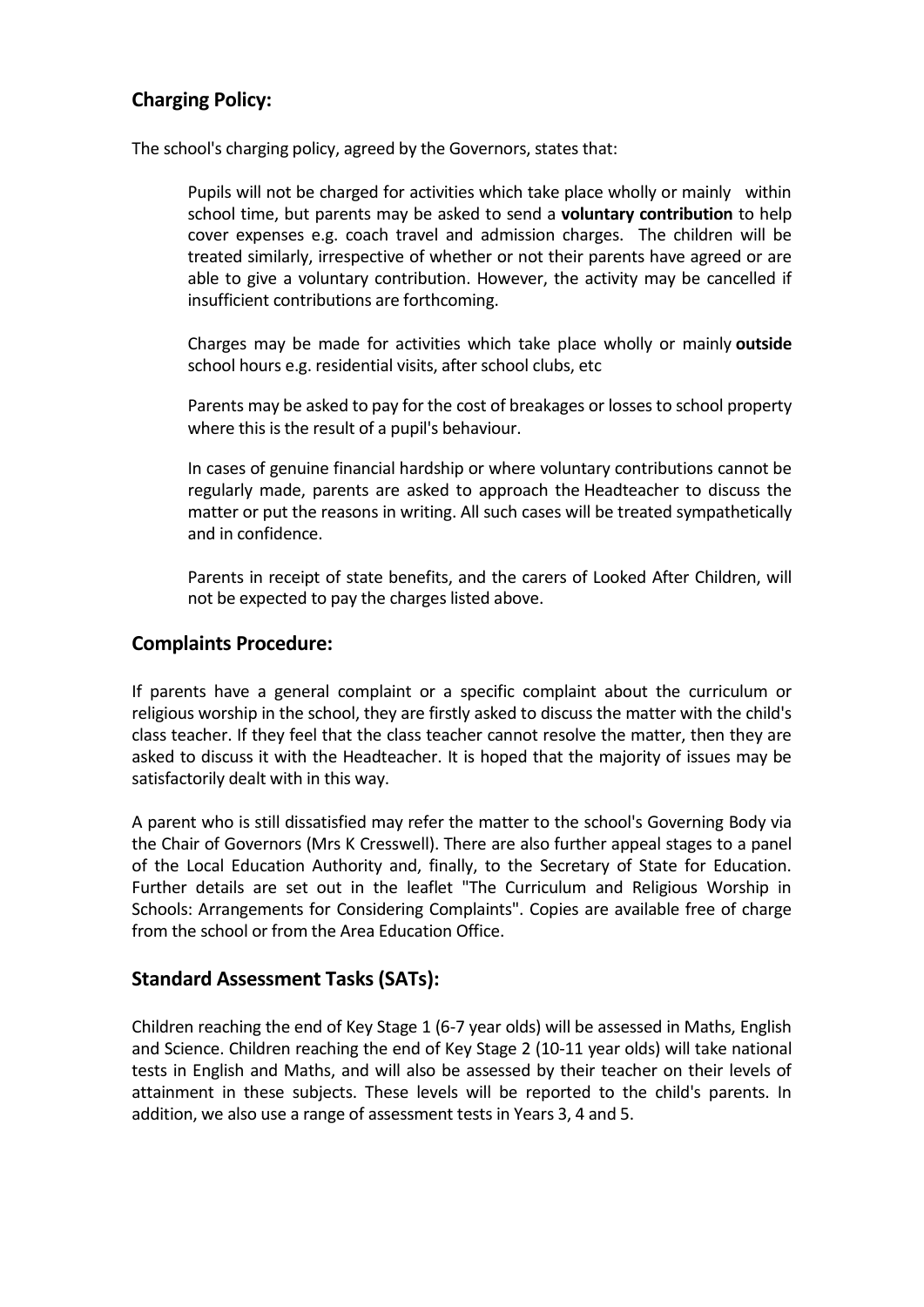## Charging Policy:

The school's charging policy, agreed by the Governors, states that:

> Pupils will not be charged for activities which take place wholly or mainly within school time, but parents may be asked to send a **voluntary contribution** to help cover expenses e.g. coach travel and admission charges. The children will be treated similarly, irrespective of whether or not their parents have agreed or are able to give a voluntary contribution. However, the activity may be cancelled if insufficient contributions are forthcoming.
>
> Charges may be made for activities which take place wholly or mainly **outside** school hours e.g. residential visits, after school clubs, etc
>
> Parents may be asked to pay for the cost of breakages or losses to school property where this is the result of a pupil's behaviour.
>
> In cases of genuine financial hardship or where voluntary contributions cannot be regularly made, parents are asked to approach the Headteacher to discuss the matter or put the reasons in writing. All such cases will be treated sympathetically and in confidence.
>
> Parents in receipt of state benefits, and the carers of Looked After Children, will not be expected to pay the charges listed above.

## Complaints Procedure:

If parents have a general complaint or a specific complaint about the curriculum or religious worship in the school, they are firstly asked to discuss the matter with the child's class teacher. If they feel that the class teacher cannot resolve the matter, then they are asked to discuss it with the Headteacher. It is hoped that the majority of issues may be satisfactorily dealt with in this way.

A parent who is still dissatisfied may refer the matter to the school's Governing Body via the Chair of Governors (Mrs K Cresswell). There are also further appeal stages to a panel of the Local Education Authority and, finally, to the Secretary of State for Education. Further details are set out in the leaflet "The Curriculum and Religious Worship in Schools: Arrangements for Considering Complaints". Copies are available free of charge from the school or from the Area Education Office.

## Standard Assessment Tasks (SATs):

Children reaching the end of Key Stage 1 (6-7 year olds) will be assessed in Maths, English and Science. Children reaching the end of Key Stage 2 (10-11 year olds) will take national tests in English and Maths, and will also be assessed by their teacher on their levels of attainment in these subjects. These levels will be reported to the child's parents. In addition, we also use a range of assessment tests in Years 3, 4 and 5.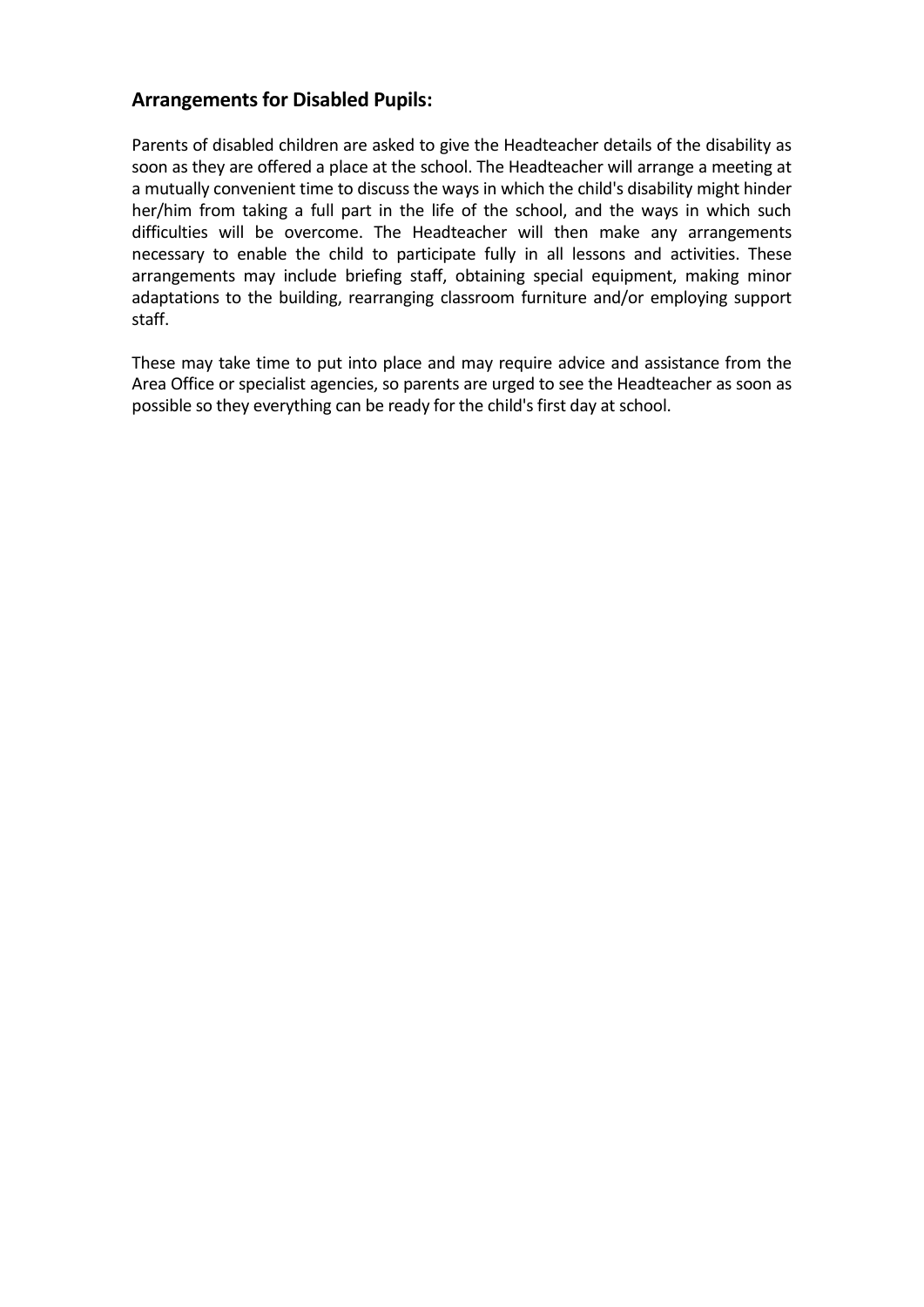## Arrangements for Disabled Pupils:

Parents of disabled children are asked to give the Headteacher details of the disability as soon as they are offered a place at the school. The Headteacher will arrange a meeting at a mutually convenient time to discuss the ways in which the child's disability might hinder her/him from taking a full part in the life of the school, and the ways in which such difficulties will be overcome. The Headteacher will then make any arrangements necessary to enable the child to participate fully in all lessons and activities. These arrangements may include briefing staff, obtaining special equipment, making minor adaptations to the building, rearranging classroom furniture and/or employing support staff.

These may take time to put into place and may require advice and assistance from the Area Office or specialist agencies, so parents are urged to see the Headteacher as soon as possible so they everything can be ready for the child's first day at school.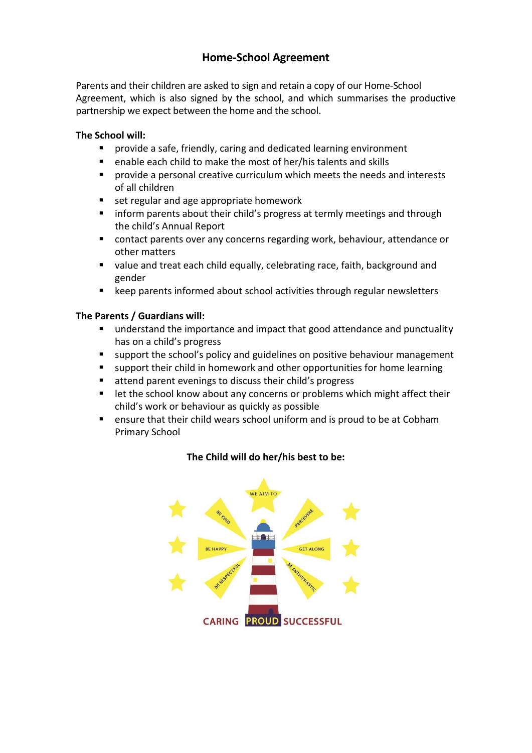## Home-School Agreement

Parents and their children are asked to sign and retain a copy of our Home-School Agreement, which is also signed by the school, and which summarises the productive partnership we expect between the home and the school.

**The School will:**

- provide a safe, friendly, caring and dedicated learning environment
- enable each child to make the most of her/his talents and skills
- provide a personal creative curriculum which meets the needs and interests of all children
- set regular and age appropriate homework
- inform parents about their child's progress at termly meetings and through the child's Annual Report
- contact parents over any concerns regarding work, behaviour, attendance or other matters
- value and treat each child equally, celebrating race, faith, background and gender
- keep parents informed about school activities through regular newsletters

**The Parents / Guardians will:**

- understand the importance and impact that good attendance and punctuality has on a child's progress
- support the school's policy and guidelines on positive behaviour management
- support their child in homework and other opportunities for home learning
- attend parent evenings to discuss their child's progress
- let the school know about any concerns or problems which might affect their child's work or behaviour as quickly as possible
- ensure that their child wears school uniform and is proud to be at Cobham Primary School

**The Child will do her/his best to be:**

WE AIM TO

BE KIND

PERSEVERE

BE HAPPY

GET ALONG

BE RESPECTFUL

BE ENTHUSIASTIC

CARING PROUD SUCCESSFUL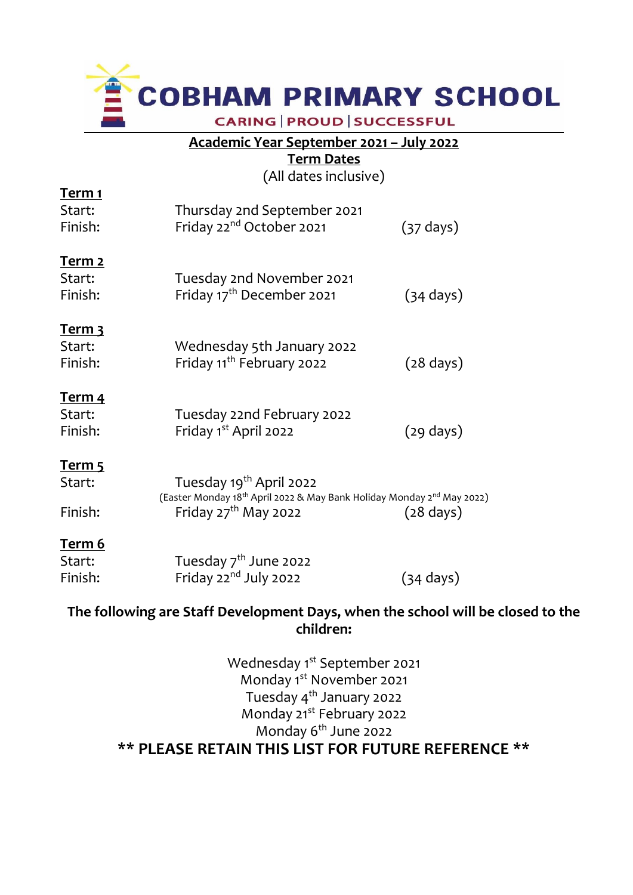# COBHAM PRIMARY SCHOOL

CARING | PROUD | SUCCESSFUL

**Academic Year September 2021 – July 2022**

**Term Dates**

(All dates inclusive)

**Term 1**

Start: Thursday 2nd September 2021

Finish: Friday 22nd October 2021 (37 days)

**Term 2**

Start: Tuesday 2nd November 2021

Finish: Friday 17th December 2021 (34 days)

**Term 3**

Start: Wednesday 5th January 2022

Finish: Friday 11th February 2022 (28 days)

**Term 4**

Start: Tuesday 22nd February 2022

Finish: Friday 1st April 2022 (29 days)

**Term 5**

Start: Tuesday 19th April 2022

(Easter Monday 18th April 2022 & May Bank Holiday Monday 2nd May 2022)

Finish: Friday 27th May 2022 (28 days)

**Term 6**

Start: Tuesday 7th June 2022

Finish: Friday 22nd July 2022 (34 days)

**The following are Staff Development Days, when the school will be closed to the children:**

Wednesday 1st September 2021
Monday 1st November 2021
Tuesday 4th January 2022
Monday 21st February 2022
Monday 6th June 2022

**** PLEASE RETAIN THIS LIST FOR FUTURE REFERENCE ****